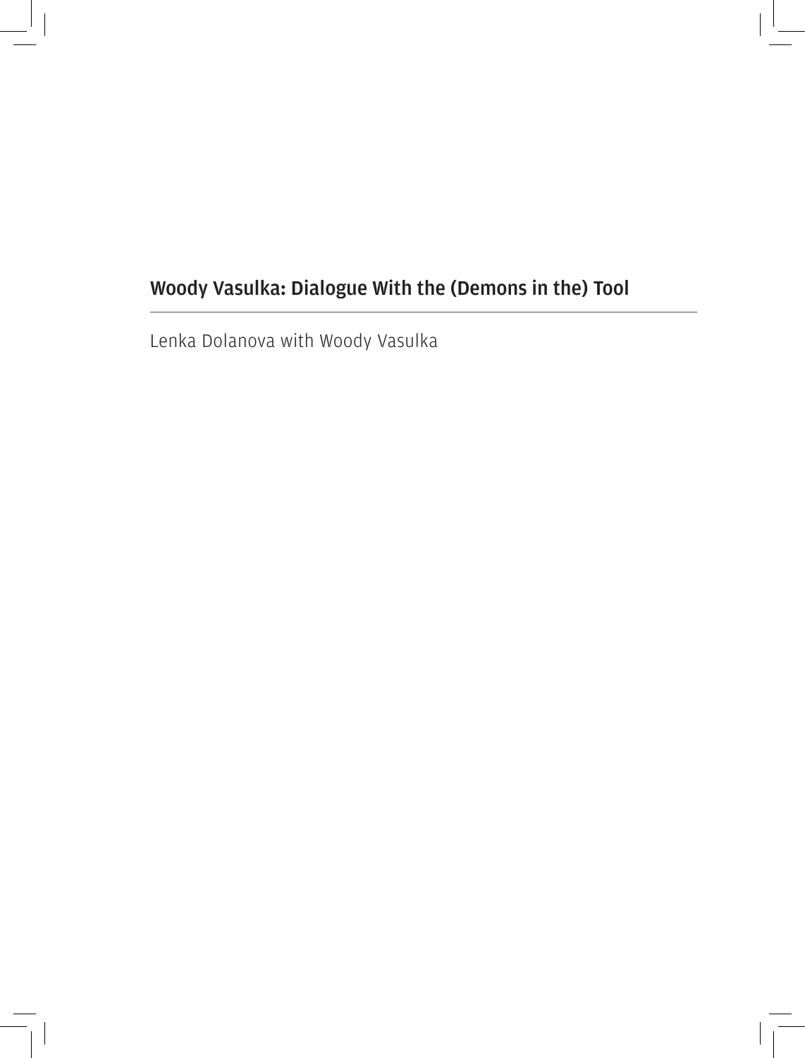# Woody Vasulka: Dialogue With the (Demons in the) Tool

Lenka Dolanova with Woody Vasulka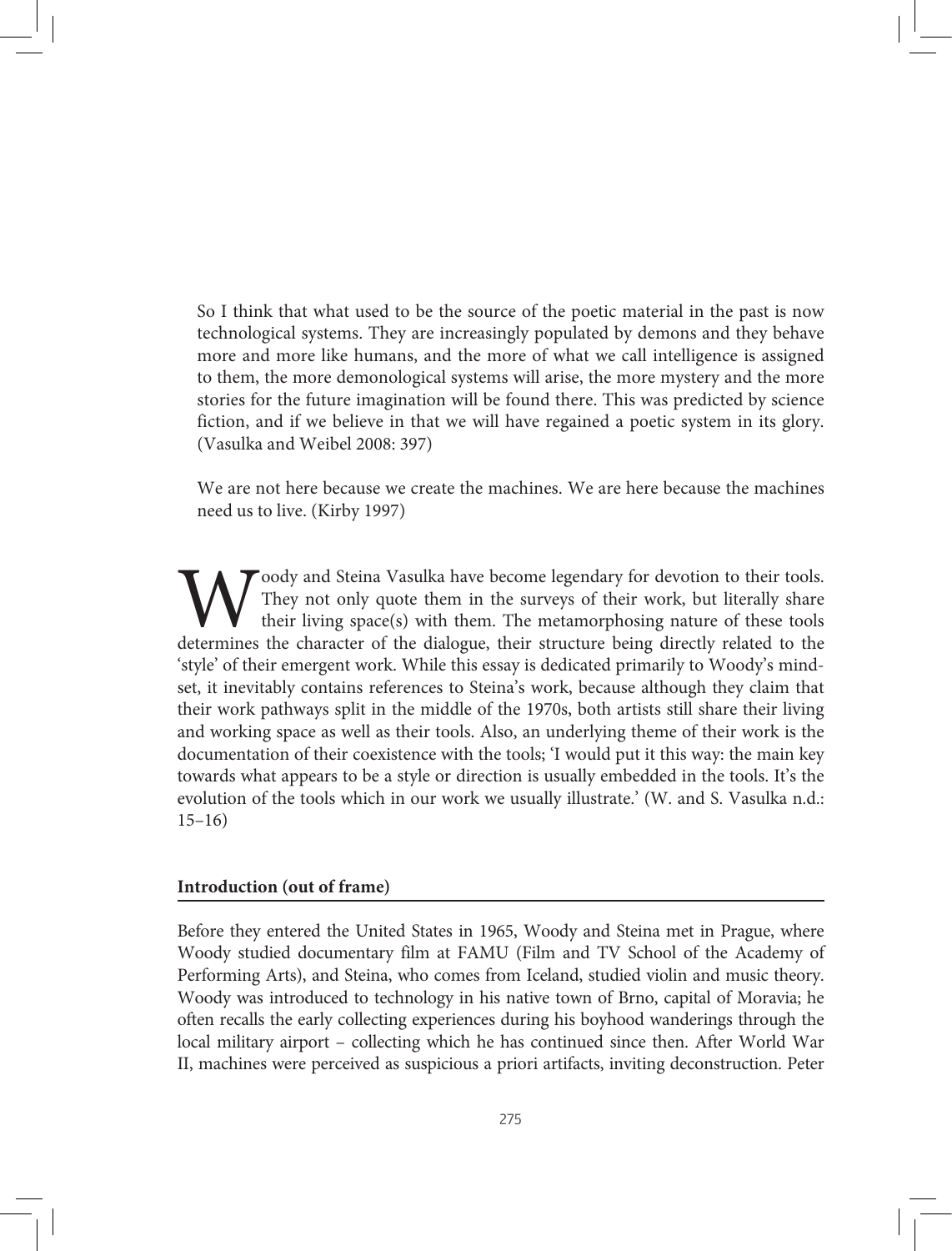> So I think that what used to be the source of the poetic material in the past is now technological systems. They are increasingly populated by demons and they behave more and more like humans, and the more of what we call intelligence is assigned to them, the more demonological systems will arise, the more mystery and the more stories for the future imagination will be found there. This was predicted by science fiction, and if we believe in that we will have regained a poetic system in its glory. (Vasulka and Weibel 2008: 397)

> We are not here because we create the machines. We are here because the machines need us to live. (Kirby 1997)

Woody and Steina Vasulka have become legendary for devotion to their tools. They not only quote them in the surveys of their work, but literally share their living space(s) with them. The metamorphosing nature of these tools determines the character of the dialogue, their structure being directly related to the 'style' of their emergent work. While this essay is dedicated primarily to Woody's mindset, it inevitably contains references to Steina's work, because although they claim that their work pathways split in the middle of the 1970s, both artists still share their living and working space as well as their tools. Also, an underlying theme of their work is the documentation of their coexistence with the tools; 'I would put it this way: the main key towards what appears to be a style or direction is usually embedded in the tools. It's the evolution of the tools which in our work we usually illustrate.' (W. and S. Vasulka n.d.: 15–16)

## Introduction (out of frame)

Before they entered the United States in 1965, Woody and Steina met in Prague, where Woody studied documentary film at FAMU (Film and TV School of the Academy of Performing Arts), and Steina, who comes from Iceland, studied violin and music theory. Woody was introduced to technology in his native town of Brno, capital of Moravia; he often recalls the early collecting experiences during his boyhood wanderings through the local military airport – collecting which he has continued since then. After World War II, machines were perceived as suspicious a priori artifacts, inviting deconstruction. Peter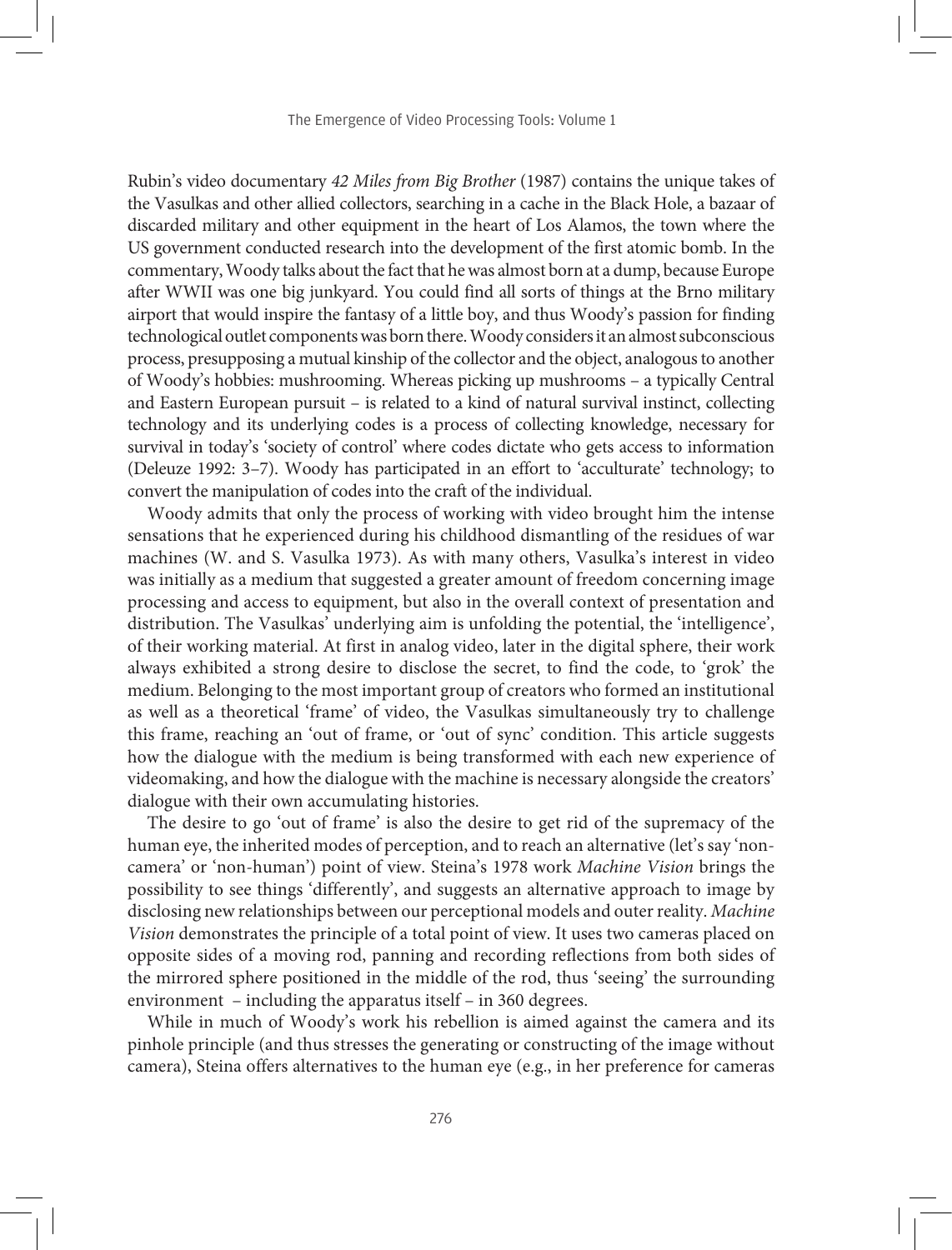Rubin's video documentary *42 Miles from Big Brother* (1987) contains the unique takes of the Vasulkas and other allied collectors, searching in a cache in the Black Hole, a bazaar of discarded military and other equipment in the heart of Los Alamos, the town where the US government conducted research into the development of the first atomic bomb. In the commentary, Woody talks about the fact that he was almost born at a dump, because Europe after WWII was one big junkyard. You could find all sorts of things at the Brno military airport that would inspire the fantasy of a little boy, and thus Woody's passion for finding technological outlet components was born there. Woody considers it an almost subconscious process, presupposing a mutual kinship of the collector and the object, analogous to another of Woody's hobbies: mushrooming. Whereas picking up mushrooms – a typically Central and Eastern European pursuit – is related to a kind of natural survival instinct, collecting technology and its underlying codes is a process of collecting knowledge, necessary for survival in today's 'society of control' where codes dictate who gets access to information (Deleuze 1992: 3–7). Woody has participated in an effort to 'acculturate' technology; to convert the manipulation of codes into the craft of the individual.

Woody admits that only the process of working with video brought him the intense sensations that he experienced during his childhood dismantling of the residues of war machines (W. and S. Vasulka 1973). As with many others, Vasulka's interest in video was initially as a medium that suggested a greater amount of freedom concerning image processing and access to equipment, but also in the overall context of presentation and distribution. The Vasulkas' underlying aim is unfolding the potential, the 'intelligence', of their working material. At first in analog video, later in the digital sphere, their work always exhibited a strong desire to disclose the secret, to find the code, to 'grok' the medium. Belonging to the most important group of creators who formed an institutional as well as a theoretical 'frame' of video, the Vasulkas simultaneously try to challenge this frame, reaching an 'out of frame, or 'out of sync' condition. This article suggests how the dialogue with the medium is being transformed with each new experience of videomaking, and how the dialogue with the machine is necessary alongside the creators' dialogue with their own accumulating histories.

The desire to go 'out of frame' is also the desire to get rid of the supremacy of the human eye, the inherited modes of perception, and to reach an alternative (let's say 'non-camera' or 'non-human') point of view. Steina's 1978 work *Machine Vision* brings the possibility to see things 'differently', and suggests an alternative approach to image by disclosing new relationships between our perceptional models and outer reality. *Machine Vision* demonstrates the principle of a total point of view. It uses two cameras placed on opposite sides of a moving rod, panning and recording reflections from both sides of the mirrored sphere positioned in the middle of the rod, thus 'seeing' the surrounding environment – including the apparatus itself – in 360 degrees.

While in much of Woody's work his rebellion is aimed against the camera and its pinhole principle (and thus stresses the generating or constructing of the image without camera), Steina offers alternatives to the human eye (e.g., in her preference for cameras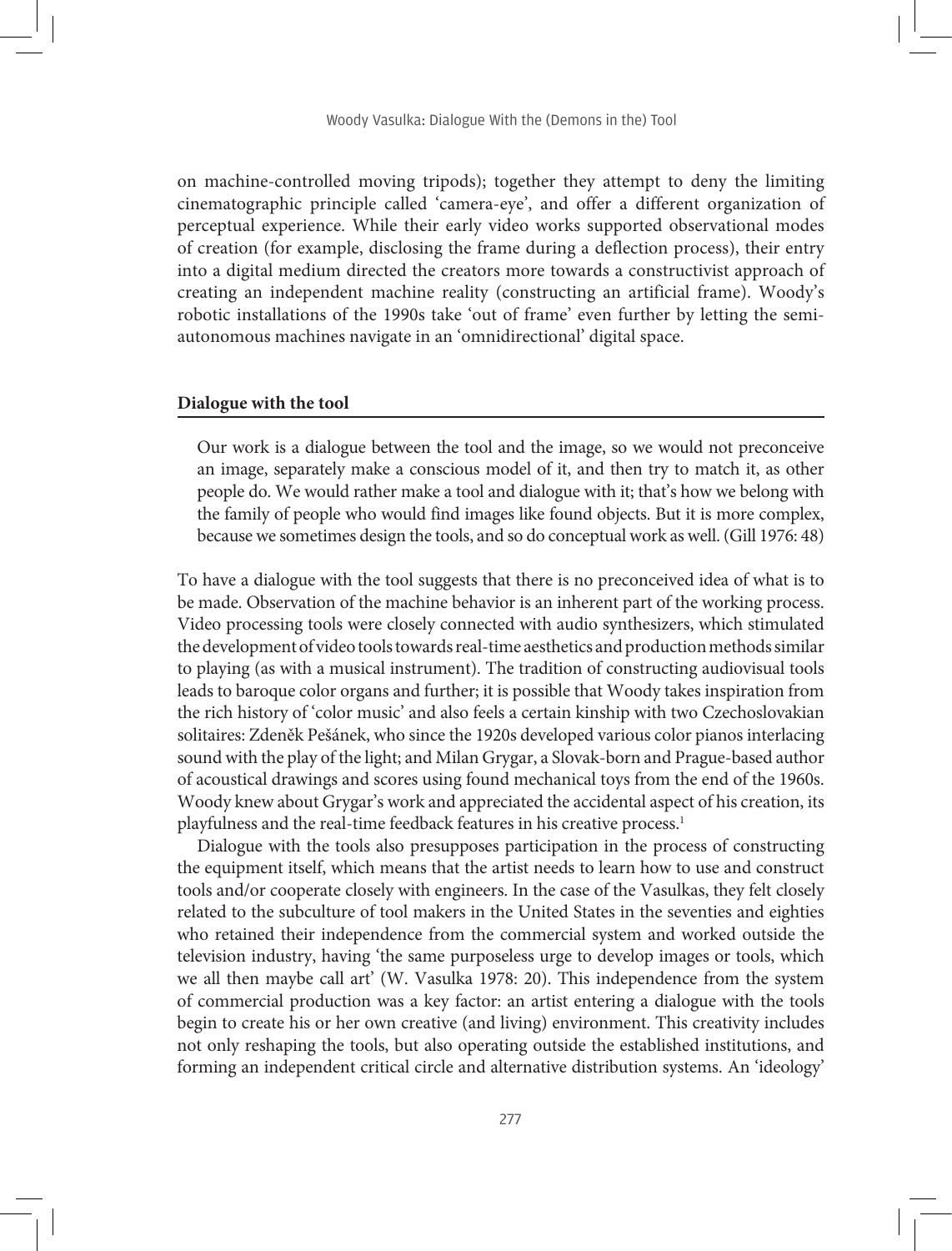on machine-controlled moving tripods); together they attempt to deny the limiting cinematographic principle called 'camera-eye', and offer a different organization of perceptual experience. While their early video works supported observational modes of creation (for example, disclosing the frame during a deflection process), their entry into a digital medium directed the creators more towards a constructivist approach of creating an independent machine reality (constructing an artificial frame). Woody's robotic installations of the 1990s take 'out of frame' even further by letting the semi-autonomous machines navigate in an 'omnidirectional' digital space.

## Dialogue with the tool

> Our work is a dialogue between the tool and the image, so we would not preconceive an image, separately make a conscious model of it, and then try to match it, as other people do. We would rather make a tool and dialogue with it; that's how we belong with the family of people who would find images like found objects. But it is more complex, because we sometimes design the tools, and so do conceptual work as well. (Gill 1976: 48)

To have a dialogue with the tool suggests that there is no preconceived idea of what is to be made. Observation of the machine behavior is an inherent part of the working process. Video processing tools were closely connected with audio synthesizers, which stimulated the development of video tools towards real-time aesthetics and production methods similar to playing (as with a musical instrument). The tradition of constructing audiovisual tools leads to baroque color organs and further; it is possible that Woody takes inspiration from the rich history of 'color music' and also feels a certain kinship with two Czechoslovakian solitaires: Zdeněk Pešánek, who since the 1920s developed various color pianos interlacing sound with the play of the light; and Milan Grygar, a Slovak-born and Prague-based author of acoustical drawings and scores using found mechanical toys from the end of the 1960s. Woody knew about Grygar's work and appreciated the accidental aspect of his creation, its playfulness and the real-time feedback features in his creative process.[1]

Dialogue with the tools also presupposes participation in the process of constructing the equipment itself, which means that the artist needs to learn how to use and construct tools and/or cooperate closely with engineers. In the case of the Vasulkas, they felt closely related to the subculture of tool makers in the United States in the seventies and eighties who retained their independence from the commercial system and worked outside the television industry, having 'the same purposeless urge to develop images or tools, which we all then maybe call art' (W. Vasulka 1978: 20). This independence from the system of commercial production was a key factor: an artist entering a dialogue with the tools begin to create his or her own creative (and living) environment. This creativity includes not only reshaping the tools, but also operating outside the established institutions, and forming an independent critical circle and alternative distribution systems. An 'ideology'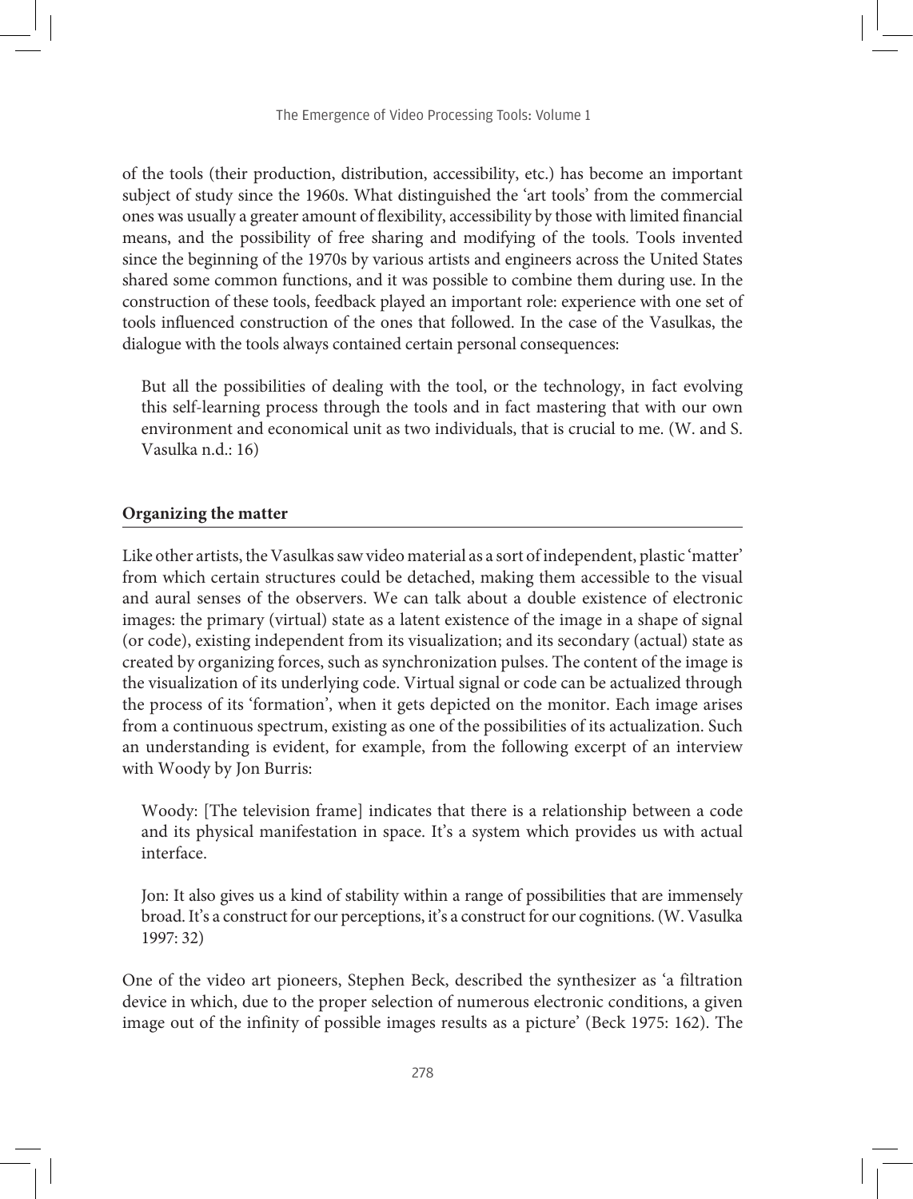of the tools (their production, distribution, accessibility, etc.) has become an important subject of study since the 1960s. What distinguished the 'art tools' from the commercial ones was usually a greater amount of flexibility, accessibility by those with limited financial means, and the possibility of free sharing and modifying of the tools. Tools invented since the beginning of the 1970s by various artists and engineers across the United States shared some common functions, and it was possible to combine them during use. In the construction of these tools, feedback played an important role: experience with one set of tools influenced construction of the ones that followed. In the case of the Vasulkas, the dialogue with the tools always contained certain personal consequences:

> But all the possibilities of dealing with the tool, or the technology, in fact evolving this self-learning process through the tools and in fact mastering that with our own environment and economical unit as two individuals, that is crucial to me. (W. and S. Vasulka n.d.: 16)

## Organizing the matter

Like other artists, the Vasulkas saw video material as a sort of independent, plastic 'matter' from which certain structures could be detached, making them accessible to the visual and aural senses of the observers. We can talk about a double existence of electronic images: the primary (virtual) state as a latent existence of the image in a shape of signal (or code), existing independent from its visualization; and its secondary (actual) state as created by organizing forces, such as synchronization pulses. The content of the image is the visualization of its underlying code. Virtual signal or code can be actualized through the process of its 'formation', when it gets depicted on the monitor. Each image arises from a continuous spectrum, existing as one of the possibilities of its actualization. Such an understanding is evident, for example, from the following excerpt of an interview with Woody by Jon Burris:

> Woody: [The television frame] indicates that there is a relationship between a code and its physical manifestation in space. It's a system which provides us with actual interface.
>
> Jon: It also gives us a kind of stability within a range of possibilities that are immensely broad. It's a construct for our perceptions, it's a construct for our cognitions. (W. Vasulka 1997: 32)

One of the video art pioneers, Stephen Beck, described the synthesizer as 'a filtration device in which, due to the proper selection of numerous electronic conditions, a given image out of the infinity of possible images results as a picture' (Beck 1975: 162). The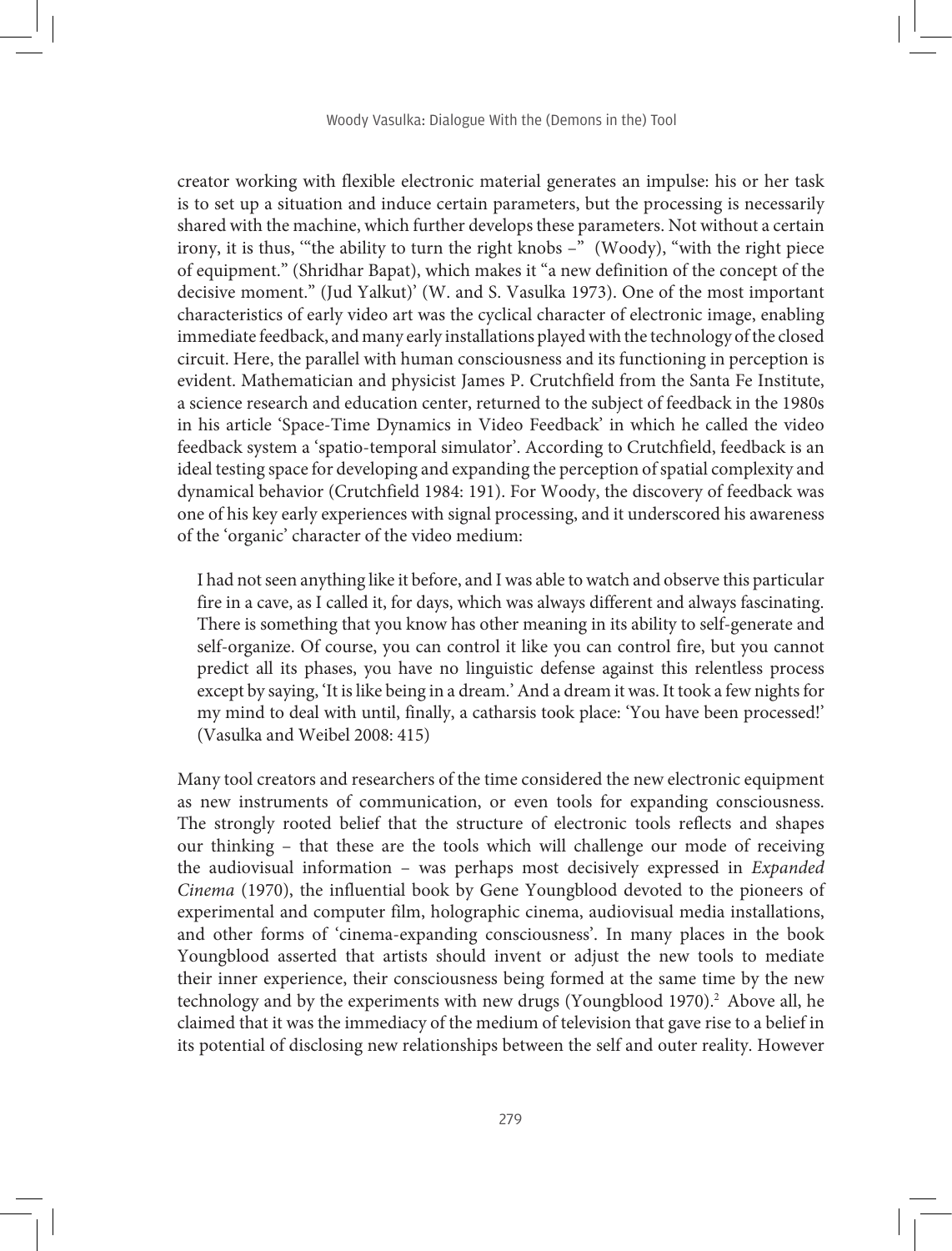creator working with flexible electronic material generates an impulse: his or her task is to set up a situation and induce certain parameters, but the processing is necessarily shared with the machine, which further develops these parameters. Not without a certain irony, it is thus, '"the ability to turn the right knobs –" (Woody), "with the right piece of equipment." (Shridhar Bapat), which makes it "a new definition of the concept of the decisive moment." (Jud Yalkut)' (W. and S. Vasulka 1973). One of the most important characteristics of early video art was the cyclical character of electronic image, enabling immediate feedback, and many early installations played with the technology of the closed circuit. Here, the parallel with human consciousness and its functioning in perception is evident. Mathematician and physicist James P. Crutchfield from the Santa Fe Institute, a science research and education center, returned to the subject of feedback in the 1980s in his article 'Space-Time Dynamics in Video Feedback' in which he called the video feedback system a 'spatio-temporal simulator'. According to Crutchfield, feedback is an ideal testing space for developing and expanding the perception of spatial complexity and dynamical behavior (Crutchfield 1984: 191). For Woody, the discovery of feedback was one of his key early experiences with signal processing, and it underscored his awareness of the 'organic' character of the video medium:

> I had not seen anything like it before, and I was able to watch and observe this particular fire in a cave, as I called it, for days, which was always different and always fascinating. There is something that you know has other meaning in its ability to self-generate and self-organize. Of course, you can control it like you can control fire, but you cannot predict all its phases, you have no linguistic defense against this relentless process except by saying, 'It is like being in a dream.' And a dream it was. It took a few nights for my mind to deal with until, finally, a catharsis took place: 'You have been processed!' (Vasulka and Weibel 2008: 415)

Many tool creators and researchers of the time considered the new electronic equipment as new instruments of communication, or even tools for expanding consciousness. The strongly rooted belief that the structure of electronic tools reflects and shapes our thinking – that these are the tools which will challenge our mode of receiving the audiovisual information – was perhaps most decisively expressed in *Expanded Cinema* (1970), the influential book by Gene Youngblood devoted to the pioneers of experimental and computer film, holographic cinema, audiovisual media installations, and other forms of 'cinema-expanding consciousness'. In many places in the book Youngblood asserted that artists should invent or adjust the new tools to mediate their inner experience, their consciousness being formed at the same time by the new technology and by the experiments with new drugs (Youngblood 1970).[2] Above all, he claimed that it was the immediacy of the medium of television that gave rise to a belief in its potential of disclosing new relationships between the self and outer reality. However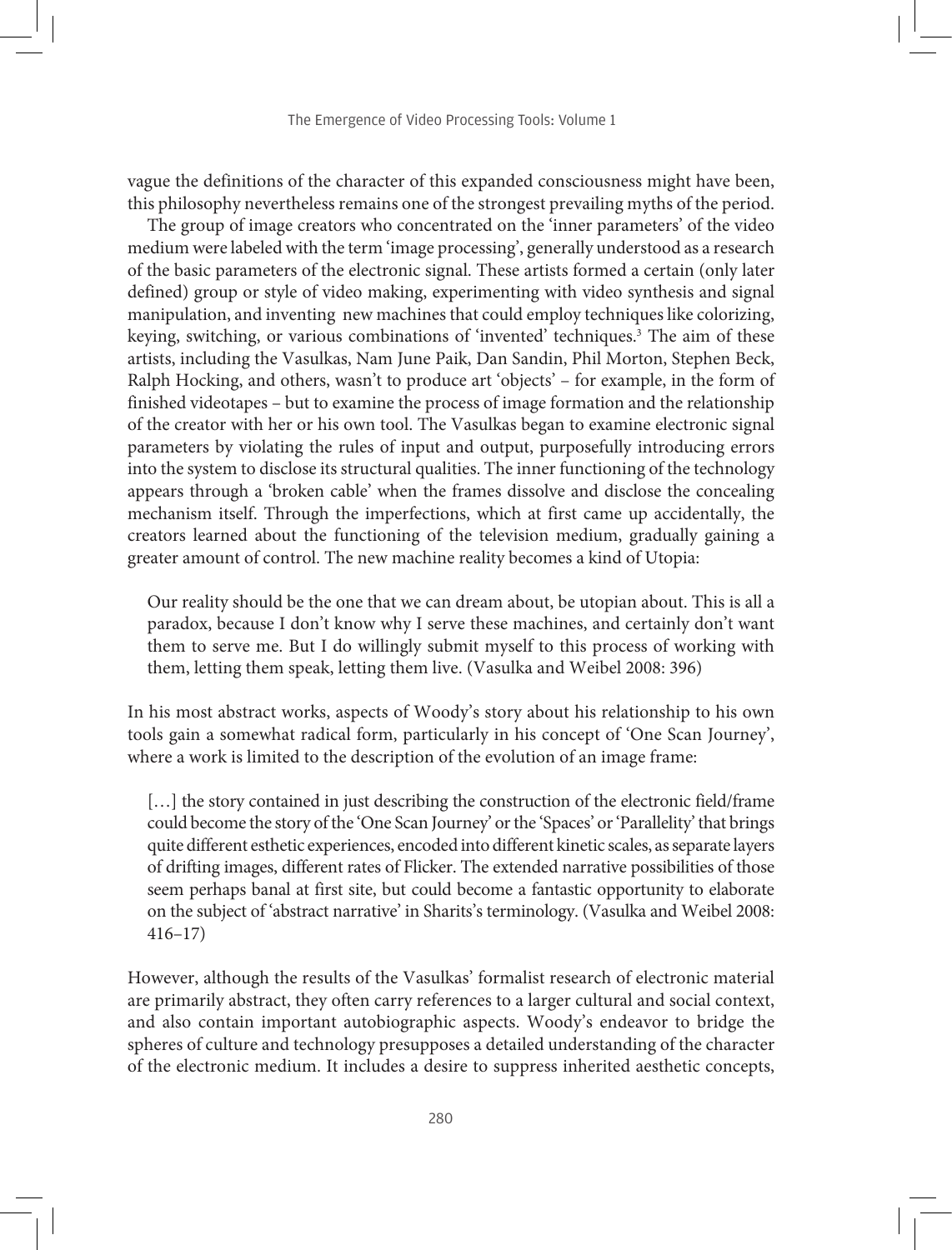vague the definitions of the character of this expanded consciousness might have been, this philosophy nevertheless remains one of the strongest prevailing myths of the period.

The group of image creators who concentrated on the 'inner parameters' of the video medium were labeled with the term 'image processing', generally understood as a research of the basic parameters of the electronic signal. These artists formed a certain (only later defined) group or style of video making, experimenting with video synthesis and signal manipulation, and inventing new machines that could employ techniques like colorizing, keying, switching, or various combinations of 'invented' techniques.[3] The aim of these artists, including the Vasulkas, Nam June Paik, Dan Sandin, Phil Morton, Stephen Beck, Ralph Hocking, and others, wasn't to produce art 'objects' – for example, in the form of finished videotapes – but to examine the process of image formation and the relationship of the creator with her or his own tool. The Vasulkas began to examine electronic signal parameters by violating the rules of input and output, purposefully introducing errors into the system to disclose its structural qualities. The inner functioning of the technology appears through a 'broken cable' when the frames dissolve and disclose the concealing mechanism itself. Through the imperfections, which at first came up accidentally, the creators learned about the functioning of the television medium, gradually gaining a greater amount of control. The new machine reality becomes a kind of Utopia:

> Our reality should be the one that we can dream about, be utopian about. This is all a paradox, because I don't know why I serve these machines, and certainly don't want them to serve me. But I do willingly submit myself to this process of working with them, letting them speak, letting them live. (Vasulka and Weibel 2008: 396)

In his most abstract works, aspects of Woody's story about his relationship to his own tools gain a somewhat radical form, particularly in his concept of 'One Scan Journey', where a work is limited to the description of the evolution of an image frame:

> […] the story contained in just describing the construction of the electronic field/frame could become the story of the 'One Scan Journey' or the 'Spaces' or 'Parallelity' that brings quite different esthetic experiences, encoded into different kinetic scales, as separate layers of drifting images, different rates of Flicker. The extended narrative possibilities of those seem perhaps banal at first site, but could become a fantastic opportunity to elaborate on the subject of 'abstract narrative' in Sharits's terminology. (Vasulka and Weibel 2008: 416–17)

However, although the results of the Vasulkas' formalist research of electronic material are primarily abstract, they often carry references to a larger cultural and social context, and also contain important autobiographic aspects. Woody's endeavor to bridge the spheres of culture and technology presupposes a detailed understanding of the character of the electronic medium. It includes a desire to suppress inherited aesthetic concepts,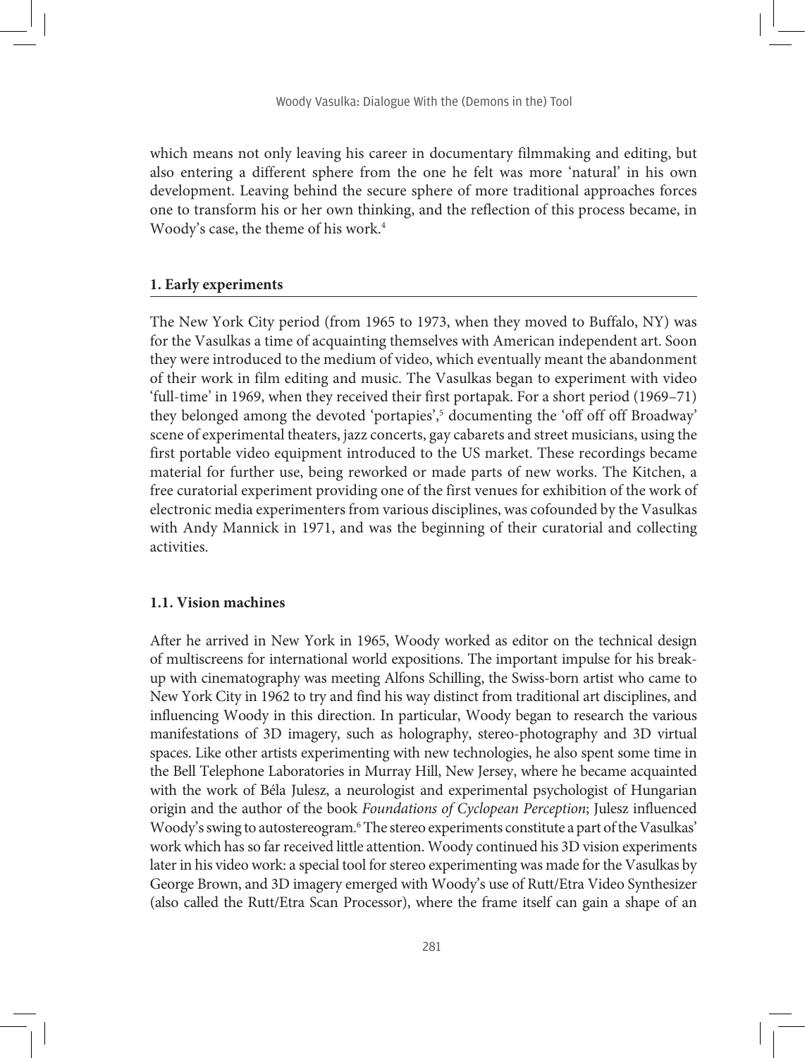which means not only leaving his career in documentary filmmaking and editing, but also entering a different sphere from the one he felt was more 'natural' in his own development. Leaving behind the secure sphere of more traditional approaches forces one to transform his or her own thinking, and the reflection of this process became, in Woody's case, the theme of his work.[4]

## 1. Early experiments

The New York City period (from 1965 to 1973, when they moved to Buffalo, NY) was for the Vasulkas a time of acquainting themselves with American independent art. Soon they were introduced to the medium of video, which eventually meant the abandonment of their work in film editing and music. The Vasulkas began to experiment with video 'full-time' in 1969, when they received their first portapak. For a short period (1969–71) they belonged among the devoted 'portapies',[5] documenting the 'off off off Broadway' scene of experimental theaters, jazz concerts, gay cabarets and street musicians, using the first portable video equipment introduced to the US market. These recordings became material for further use, being reworked or made parts of new works. The Kitchen, a free curatorial experiment providing one of the first venues for exhibition of the work of electronic media experimenters from various disciplines, was cofounded by the Vasulkas with Andy Mannick in 1971, and was the beginning of their curatorial and collecting activities.

### 1.1. Vision machines

After he arrived in New York in 1965, Woody worked as editor on the technical design of multiscreens for international world expositions. The important impulse for his break-up with cinematography was meeting Alfons Schilling, the Swiss-born artist who came to New York City in 1962 to try and find his way distinct from traditional art disciplines, and influencing Woody in this direction. In particular, Woody began to research the various manifestations of 3D imagery, such as holography, stereo-photography and 3D virtual spaces. Like other artists experimenting with new technologies, he also spent some time in the Bell Telephone Laboratories in Murray Hill, New Jersey, where he became acquainted with the work of Béla Julesz, a neurologist and experimental psychologist of Hungarian origin and the author of the book *Foundations of Cyclopean Perception*; Julesz influenced Woody's swing to autostereogram.[6] The stereo experiments constitute a part of the Vasulkas' work which has so far received little attention. Woody continued his 3D vision experiments later in his video work: a special tool for stereo experimenting was made for the Vasulkas by George Brown, and 3D imagery emerged with Woody's use of Rutt/Etra Video Synthesizer (also called the Rutt/Etra Scan Processor), where the frame itself can gain a shape of an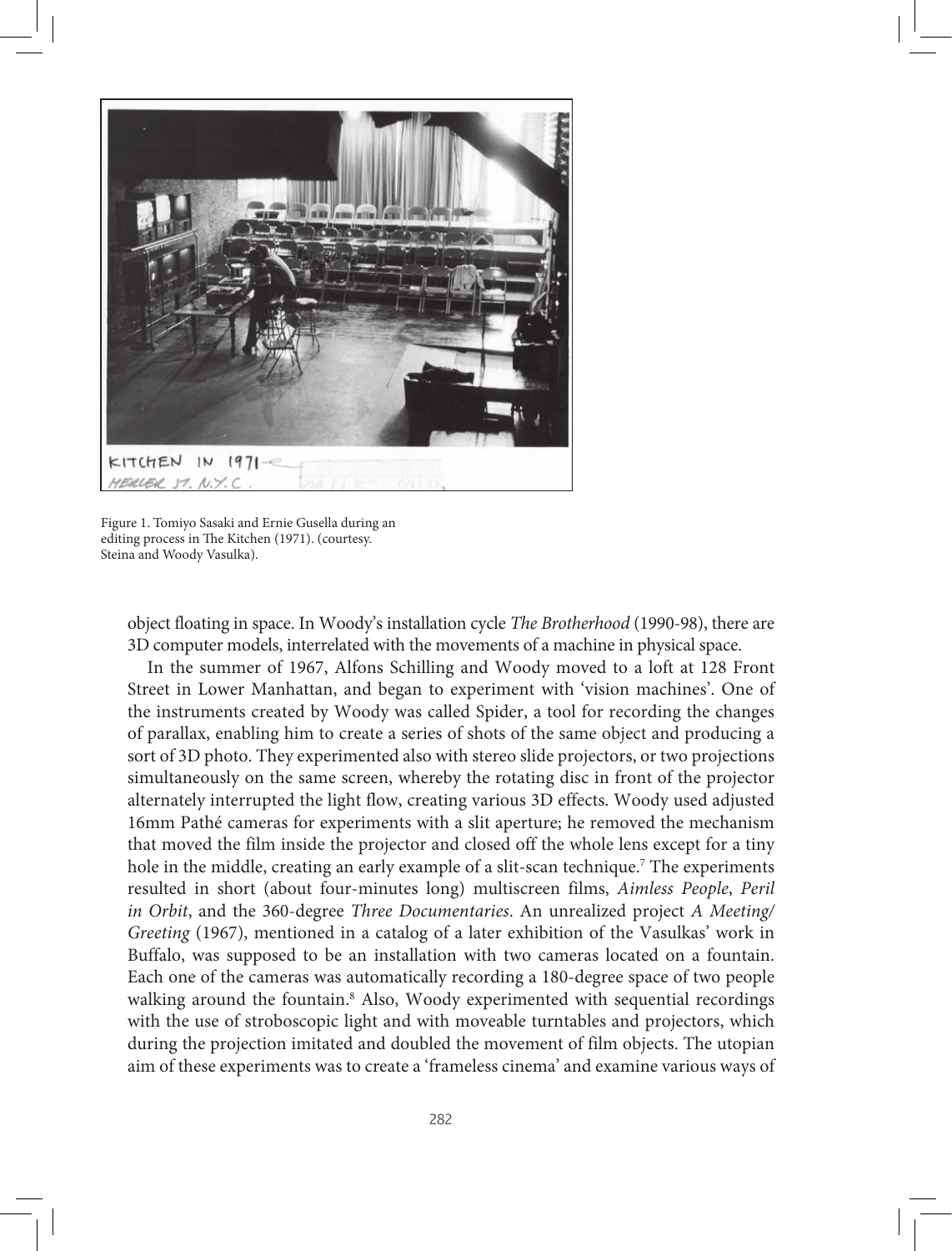Figure 1. Tomiyo Sasaki and Ernie Gusella during an editing process in The Kitchen (1971). (courtesy. Steina and Woody Vasulka).

object floating in space. In Woody's installation cycle *The Brotherhood* (1990-98), there are 3D computer models, interrelated with the movements of a machine in physical space.

In the summer of 1967, Alfons Schilling and Woody moved to a loft at 128 Front Street in Lower Manhattan, and began to experiment with 'vision machines'. One of the instruments created by Woody was called Spider, a tool for recording the changes of parallax, enabling him to create a series of shots of the same object and producing a sort of 3D photo. They experimented also with stereo slide projectors, or two projections simultaneously on the same screen, whereby the rotating disc in front of the projector alternately interrupted the light flow, creating various 3D effects. Woody used adjusted 16mm Pathé cameras for experiments with a slit aperture; he removed the mechanism that moved the film inside the projector and closed off the whole lens except for a tiny hole in the middle, creating an early example of a slit-scan technique.[7] The experiments resulted in short (about four-minutes long) multiscreen films, *Aimless People*, *Peril in Orbit*, and the 360-degree *Three Documentaries*. An unrealized project *A Meeting/Greeting* (1967), mentioned in a catalog of a later exhibition of the Vasulkas' work in Buffalo, was supposed to be an installation with two cameras located on a fountain. Each one of the cameras was automatically recording a 180-degree space of two people walking around the fountain.[8] Also, Woody experimented with sequential recordings with the use of stroboscopic light and with moveable turntables and projectors, which during the projection imitated and doubled the movement of film objects. The utopian aim of these experiments was to create a 'frameless cinema' and examine various ways of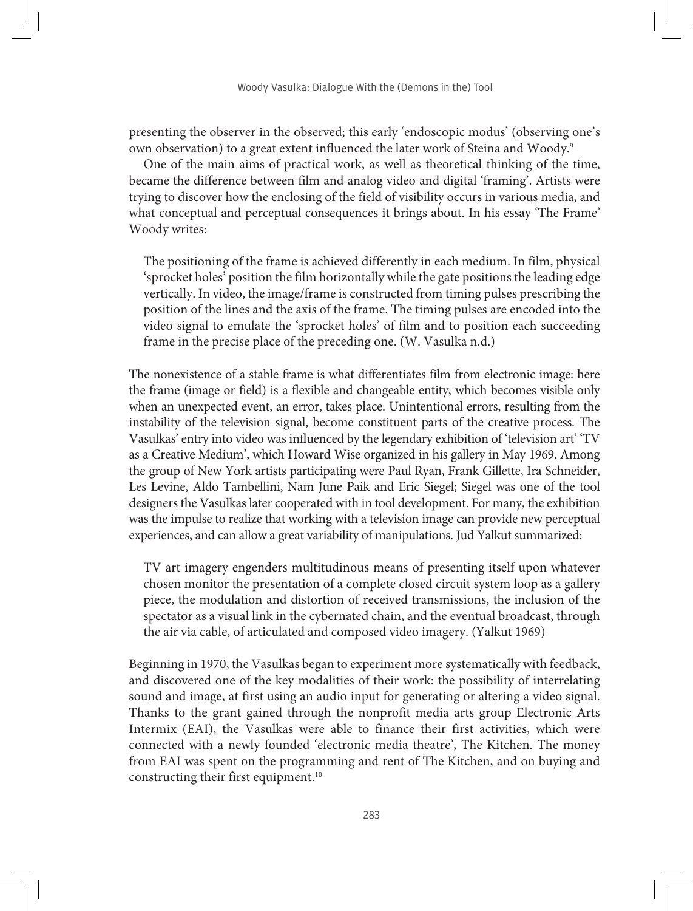presenting the observer in the observed; this early 'endoscopic modus' (observing one's own observation) to a great extent influenced the later work of Steina and Woody.[9]

One of the main aims of practical work, as well as theoretical thinking of the time, became the difference between film and analog video and digital 'framing'. Artists were trying to discover how the enclosing of the field of visibility occurs in various media, and what conceptual and perceptual consequences it brings about. In his essay 'The Frame' Woody writes:

> The positioning of the frame is achieved differently in each medium. In film, physical 'sprocket holes' position the film horizontally while the gate positions the leading edge vertically. In video, the image/frame is constructed from timing pulses prescribing the position of the lines and the axis of the frame. The timing pulses are encoded into the video signal to emulate the 'sprocket holes' of film and to position each succeeding frame in the precise place of the preceding one. (W. Vasulka n.d.)

The nonexistence of a stable frame is what differentiates film from electronic image: here the frame (image or field) is a flexible and changeable entity, which becomes visible only when an unexpected event, an error, takes place. Unintentional errors, resulting from the instability of the television signal, become constituent parts of the creative process. The Vasulkas' entry into video was influenced by the legendary exhibition of 'television art' 'TV as a Creative Medium', which Howard Wise organized in his gallery in May 1969. Among the group of New York artists participating were Paul Ryan, Frank Gillette, Ira Schneider, Les Levine, Aldo Tambellini, Nam June Paik and Eric Siegel; Siegel was one of the tool designers the Vasulkas later cooperated with in tool development. For many, the exhibition was the impulse to realize that working with a television image can provide new perceptual experiences, and can allow a great variability of manipulations. Jud Yalkut summarized:

> TV art imagery engenders multitudinous means of presenting itself upon whatever chosen monitor the presentation of a complete closed circuit system loop as a gallery piece, the modulation and distortion of received transmissions, the inclusion of the spectator as a visual link in the cybernated chain, and the eventual broadcast, through the air via cable, of articulated and composed video imagery. (Yalkut 1969)

Beginning in 1970, the Vasulkas began to experiment more systematically with feedback, and discovered one of the key modalities of their work: the possibility of interrelating sound and image, at first using an audio input for generating or altering a video signal. Thanks to the grant gained through the nonprofit media arts group Electronic Arts Intermix (EAI), the Vasulkas were able to finance their first activities, which were connected with a newly founded 'electronic media theatre', The Kitchen. The money from EAI was spent on the programming and rent of The Kitchen, and on buying and constructing their first equipment.[10]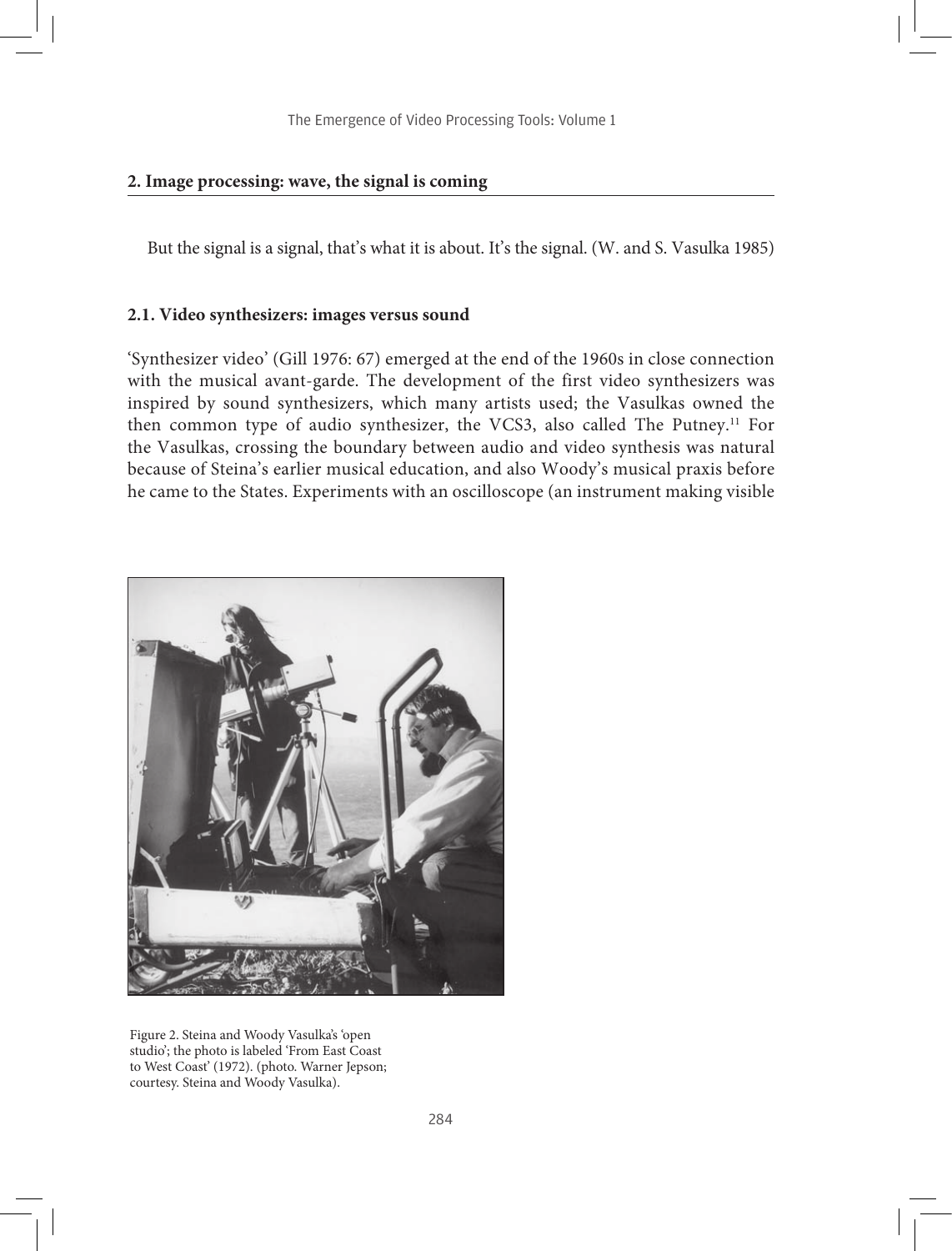## 2. Image processing: wave, the signal is coming

> But the signal is a signal, that's what it is about. It's the signal. (W. and S. Vasulka 1985)

### 2.1. Video synthesizers: images versus sound

'Synthesizer video' (Gill 1976: 67) emerged at the end of the 1960s in close connection with the musical avant-garde. The development of the first video synthesizers was inspired by sound synthesizers, which many artists used; the Vasulkas owned the then common type of audio synthesizer, the VCS3, also called The Putney.[11] For the Vasulkas, crossing the boundary between audio and video synthesis was natural because of Steina's earlier musical education, and also Woody's musical praxis before he came to the States. Experiments with an oscilloscope (an instrument making visible

Figure 2. Steina and Woody Vasulka's 'open studio'; the photo is labeled 'From East Coast to West Coast' (1972). (photo. Warner Jepson; courtesy. Steina and Woody Vasulka).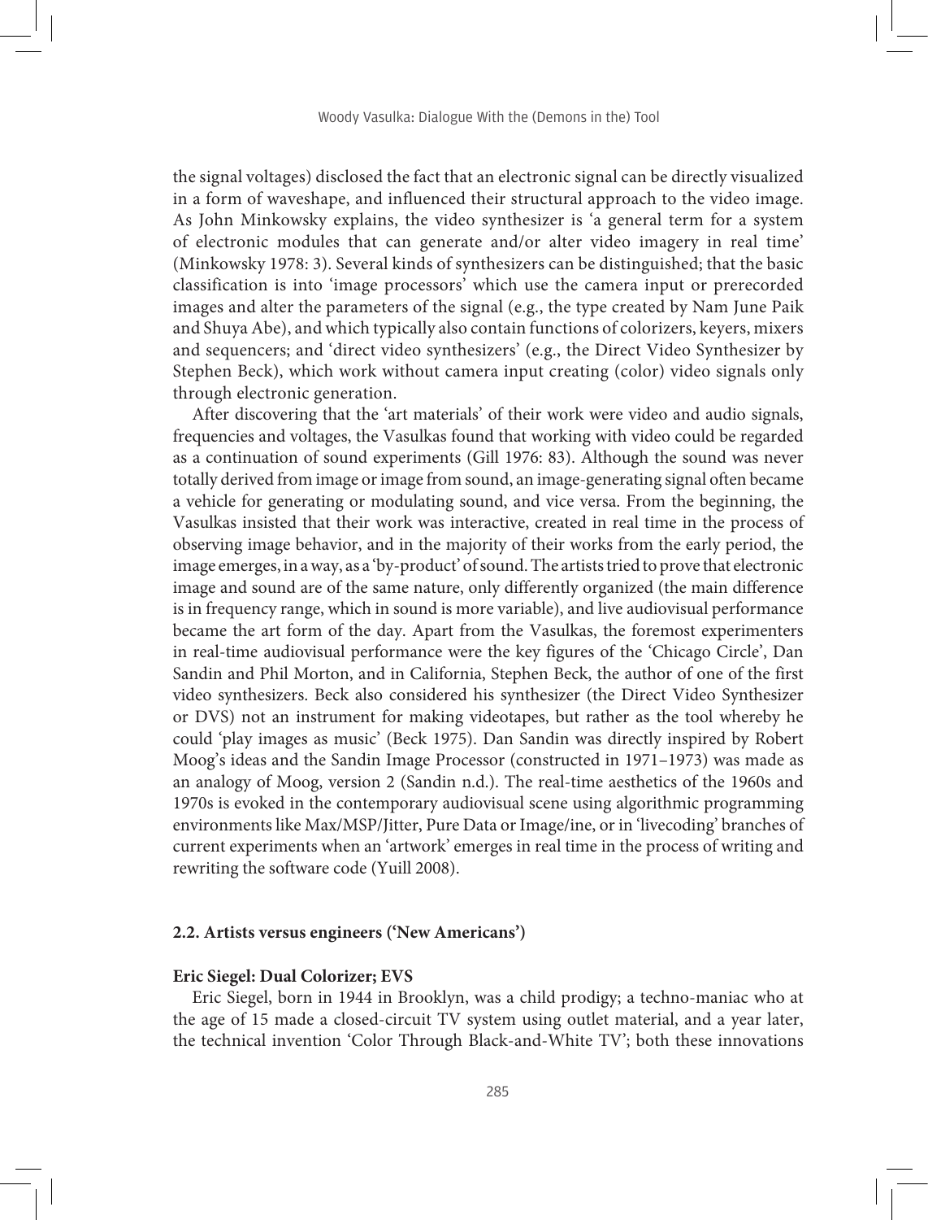the signal voltages) disclosed the fact that an electronic signal can be directly visualized in a form of waveshape, and influenced their structural approach to the video image. As John Minkowsky explains, the video synthesizer is 'a general term for a system of electronic modules that can generate and/or alter video imagery in real time' (Minkowsky 1978: 3). Several kinds of synthesizers can be distinguished; that the basic classification is into 'image processors' which use the camera input or prerecorded images and alter the parameters of the signal (e.g., the type created by Nam June Paik and Shuya Abe), and which typically also contain functions of colorizers, keyers, mixers and sequencers; and 'direct video synthesizers' (e.g., the Direct Video Synthesizer by Stephen Beck), which work without camera input creating (color) video signals only through electronic generation.

After discovering that the 'art materials' of their work were video and audio signals, frequencies and voltages, the Vasulkas found that working with video could be regarded as a continuation of sound experiments (Gill 1976: 83). Although the sound was never totally derived from image or image from sound, an image-generating signal often became a vehicle for generating or modulating sound, and vice versa. From the beginning, the Vasulkas insisted that their work was interactive, created in real time in the process of observing image behavior, and in the majority of their works from the early period, the image emerges, in a way, as a 'by-product' of sound. The artists tried to prove that electronic image and sound are of the same nature, only differently organized (the main difference is in frequency range, which in sound is more variable), and live audiovisual performance became the art form of the day. Apart from the Vasulkas, the foremost experimenters in real-time audiovisual performance were the key figures of the 'Chicago Circle', Dan Sandin and Phil Morton, and in California, Stephen Beck, the author of one of the first video synthesizers. Beck also considered his synthesizer (the Direct Video Synthesizer or DVS) not an instrument for making videotapes, but rather as the tool whereby he could 'play images as music' (Beck 1975). Dan Sandin was directly inspired by Robert Moog's ideas and the Sandin Image Processor (constructed in 1971–1973) was made as an analogy of Moog, version 2 (Sandin n.d.). The real-time aesthetics of the 1960s and 1970s is evoked in the contemporary audiovisual scene using algorithmic programming environments like Max/MSP/Jitter, Pure Data or Image/ine, or in 'livecoding' branches of current experiments when an 'artwork' emerges in real time in the process of writing and rewriting the software code (Yuill 2008).

### 2.2. Artists versus engineers ('New Americans')

**Eric Siegel: Dual Colorizer; EVS**

Eric Siegel, born in 1944 in Brooklyn, was a child prodigy; a techno-maniac who at the age of 15 made a closed-circuit TV system using outlet material, and a year later, the technical invention 'Color Through Black-and-White TV'; both these innovations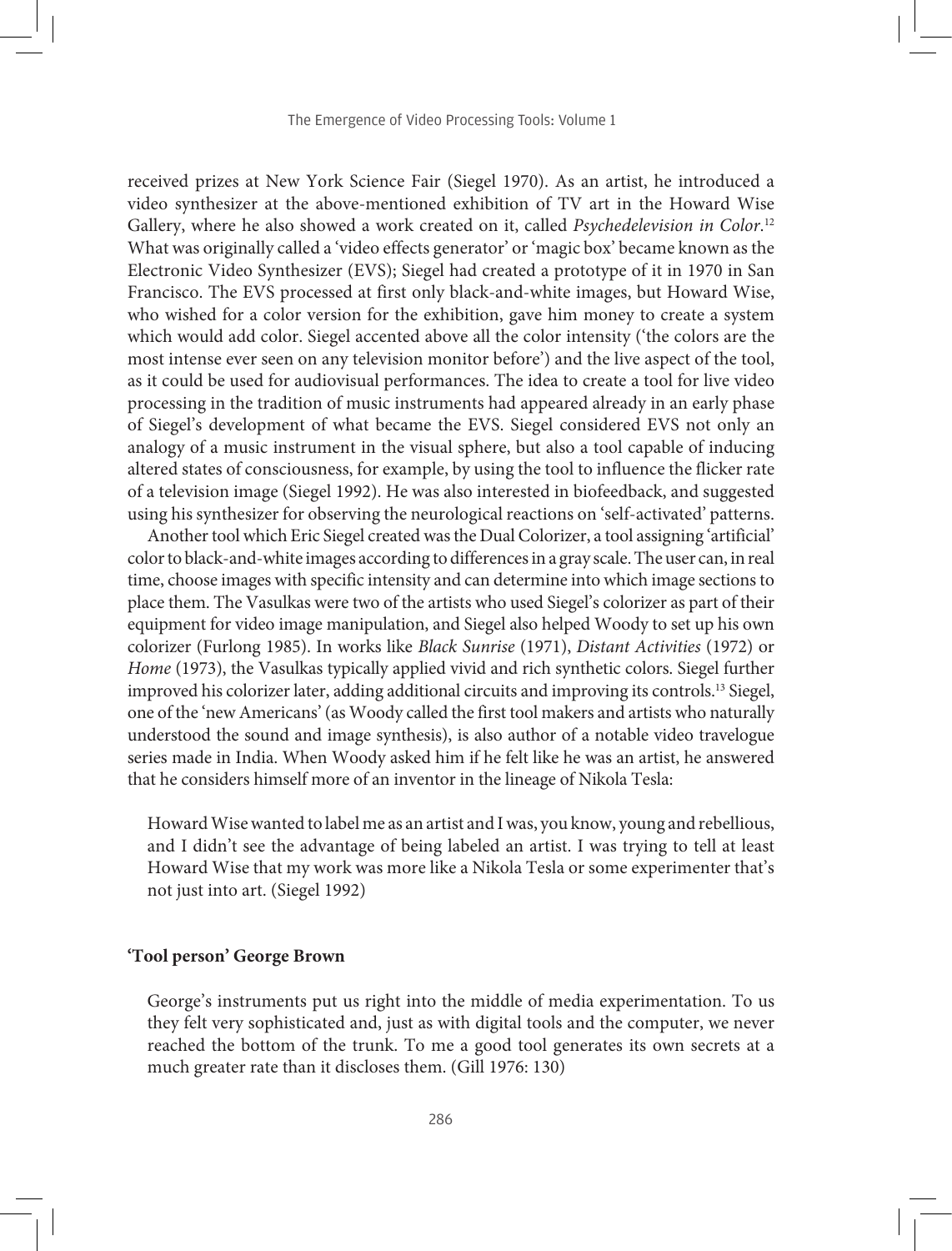received prizes at New York Science Fair (Siegel 1970). As an artist, he introduced a video synthesizer at the above-mentioned exhibition of TV art in the Howard Wise Gallery, where he also showed a work created on it, called *Psychedelevision in Color*.[12] What was originally called a 'video effects generator' or 'magic box' became known as the Electronic Video Synthesizer (EVS); Siegel had created a prototype of it in 1970 in San Francisco. The EVS processed at first only black-and-white images, but Howard Wise, who wished for a color version for the exhibition, gave him money to create a system which would add color. Siegel accented above all the color intensity ('the colors are the most intense ever seen on any television monitor before') and the live aspect of the tool, as it could be used for audiovisual performances. The idea to create a tool for live video processing in the tradition of music instruments had appeared already in an early phase of Siegel's development of what became the EVS. Siegel considered EVS not only an analogy of a music instrument in the visual sphere, but also a tool capable of inducing altered states of consciousness, for example, by using the tool to influence the flicker rate of a television image (Siegel 1992). He was also interested in biofeedback, and suggested using his synthesizer for observing the neurological reactions on 'self-activated' patterns.

Another tool which Eric Siegel created was the Dual Colorizer, a tool assigning 'artificial' color to black-and-white images according to differences in a gray scale. The user can, in real time, choose images with specific intensity and can determine into which image sections to place them. The Vasulkas were two of the artists who used Siegel's colorizer as part of their equipment for video image manipulation, and Siegel also helped Woody to set up his own colorizer (Furlong 1985). In works like *Black Sunrise* (1971), *Distant Activities* (1972) or *Home* (1973), the Vasulkas typically applied vivid and rich synthetic colors. Siegel further improved his colorizer later, adding additional circuits and improving its controls.[13] Siegel, one of the 'new Americans' (as Woody called the first tool makers and artists who naturally understood the sound and image synthesis), is also author of a notable video travelogue series made in India. When Woody asked him if he felt like he was an artist, he answered that he considers himself more of an inventor in the lineage of Nikola Tesla:

> Howard Wise wanted to label me as an artist and I was, you know, young and rebellious, and I didn't see the advantage of being labeled an artist. I was trying to tell at least Howard Wise that my work was more like a Nikola Tesla or some experimenter that's not just into art. (Siegel 1992)

### 'Tool person' George Brown

> George's instruments put us right into the middle of media experimentation. To us they felt very sophisticated and, just as with digital tools and the computer, we never reached the bottom of the trunk. To me a good tool generates its own secrets at a much greater rate than it discloses them. (Gill 1976: 130)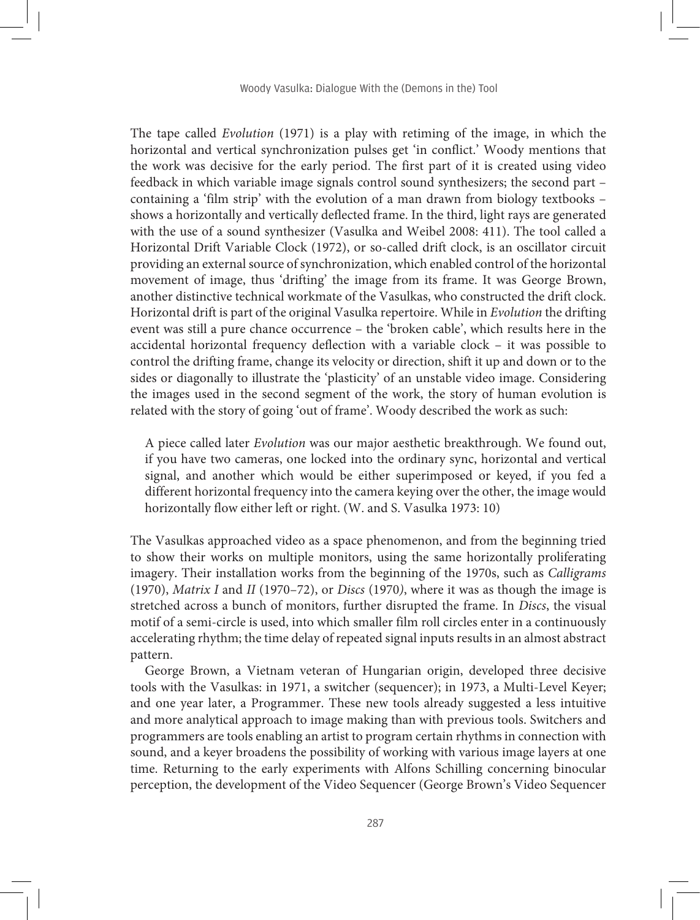The tape called *Evolution* (1971) is a play with retiming of the image, in which the horizontal and vertical synchronization pulses get 'in conflict.' Woody mentions that the work was decisive for the early period. The first part of it is created using video feedback in which variable image signals control sound synthesizers; the second part – containing a 'film strip' with the evolution of a man drawn from biology textbooks – shows a horizontally and vertically deflected frame. In the third, light rays are generated with the use of a sound synthesizer (Vasulka and Weibel 2008: 411). The tool called a Horizontal Drift Variable Clock (1972), or so-called drift clock, is an oscillator circuit providing an external source of synchronization, which enabled control of the horizontal movement of image, thus 'drifting' the image from its frame. It was George Brown, another distinctive technical workmate of the Vasulkas, who constructed the drift clock. Horizontal drift is part of the original Vasulka repertoire. While in *Evolution* the drifting event was still a pure chance occurrence – the 'broken cable', which results here in the accidental horizontal frequency deflection with a variable clock – it was possible to control the drifting frame, change its velocity or direction, shift it up and down or to the sides or diagonally to illustrate the 'plasticity' of an unstable video image. Considering the images used in the second segment of the work, the story of human evolution is related with the story of going 'out of frame'. Woody described the work as such:

> A piece called later *Evolution* was our major aesthetic breakthrough. We found out, if you have two cameras, one locked into the ordinary sync, horizontal and vertical signal, and another which would be either superimposed or keyed, if you fed a different horizontal frequency into the camera keying over the other, the image would horizontally flow either left or right. (W. and S. Vasulka 1973: 10)

The Vasulkas approached video as a space phenomenon, and from the beginning tried to show their works on multiple monitors, using the same horizontally proliferating imagery. Their installation works from the beginning of the 1970s, such as *Calligrams* (1970), *Matrix I* and *II* (1970–72), or *Discs* (1970), where it was as though the image is stretched across a bunch of monitors, further disrupted the frame. In *Discs*, the visual motif of a semi-circle is used, into which smaller film roll circles enter in a continuously accelerating rhythm; the time delay of repeated signal inputs results in an almost abstract pattern.

George Brown, a Vietnam veteran of Hungarian origin, developed three decisive tools with the Vasulkas: in 1971, a switcher (sequencer); in 1973, a Multi-Level Keyer; and one year later, a Programmer. These new tools already suggested a less intuitive and more analytical approach to image making than with previous tools. Switchers and programmers are tools enabling an artist to program certain rhythms in connection with sound, and a keyer broadens the possibility of working with various image layers at one time. Returning to the early experiments with Alfons Schilling concerning binocular perception, the development of the Video Sequencer (George Brown's Video Sequencer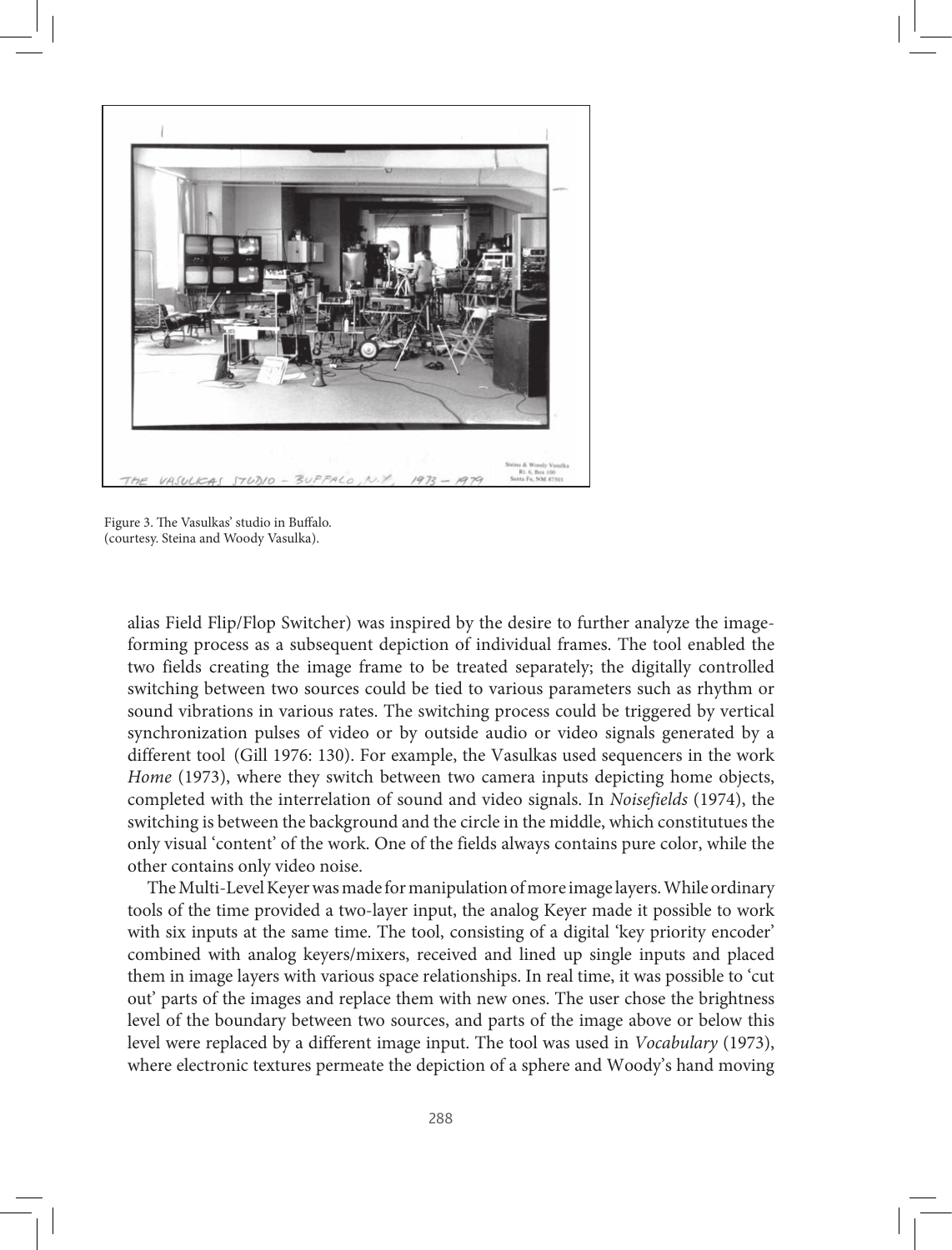Figure 3. The Vasulkas' studio in Buffalo. (courtesy. Steina and Woody Vasulka).

alias Field Flip/Flop Switcher) was inspired by the desire to further analyze the image-forming process as a subsequent depiction of individual frames. The tool enabled the two fields creating the image frame to be treated separately; the digitally controlled switching between two sources could be tied to various parameters such as rhythm or sound vibrations in various rates. The switching process could be triggered by vertical synchronization pulses of video or by outside audio or video signals generated by a different tool (Gill 1976: 130). For example, the Vasulkas used sequencers in the work *Home* (1973), where they switch between two camera inputs depicting home objects, completed with the interrelation of sound and video signals. In *Noisefields* (1974), the switching is between the background and the circle in the middle, which constitutues the only visual 'content' of the work. One of the fields always contains pure color, while the other contains only video noise.

The Multi-Level Keyer was made for manipulation of more image layers. While ordinary tools of the time provided a two-layer input, the analog Keyer made it possible to work with six inputs at the same time. The tool, consisting of a digital 'key priority encoder' combined with analog keyers/mixers, received and lined up single inputs and placed them in image layers with various space relationships. In real time, it was possible to 'cut out' parts of the images and replace them with new ones. The user chose the brightness level of the boundary between two sources, and parts of the image above or below this level were replaced by a different image input. The tool was used in *Vocabulary* (1973), where electronic textures permeate the depiction of a sphere and Woody's hand moving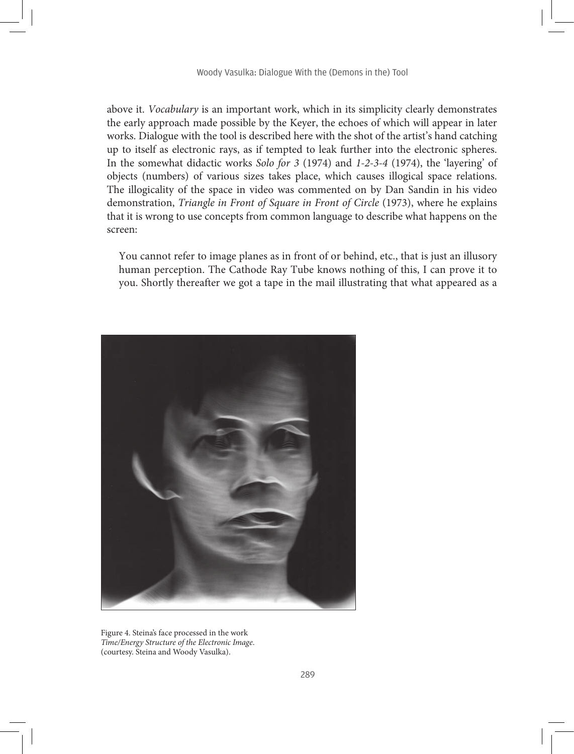above it. *Vocabulary* is an important work, which in its simplicity clearly demonstrates the early approach made possible by the Keyer, the echoes of which will appear in later works. Dialogue with the tool is described here with the shot of the artist's hand catching up to itself as electronic rays, as if tempted to leak further into the electronic spheres. In the somewhat didactic works *Solo for 3* (1974) and *1-2-3-4* (1974), the 'layering' of objects (numbers) of various sizes takes place, which causes illogical space relations. The illogicality of the space in video was commented on by Dan Sandin in his video demonstration, *Triangle in Front of Square in Front of Circle* (1973), where he explains that it is wrong to use concepts from common language to describe what happens on the screen:

> You cannot refer to image planes as in front of or behind, etc., that is just an illusory human perception. The Cathode Ray Tube knows nothing of this, I can prove it to you. Shortly thereafter we got a tape in the mail illustrating that what appeared as a

Figure 4. Steina's face processed in the work *Time/Energy Structure of the Electronic Image*. (courtesy. Steina and Woody Vasulka).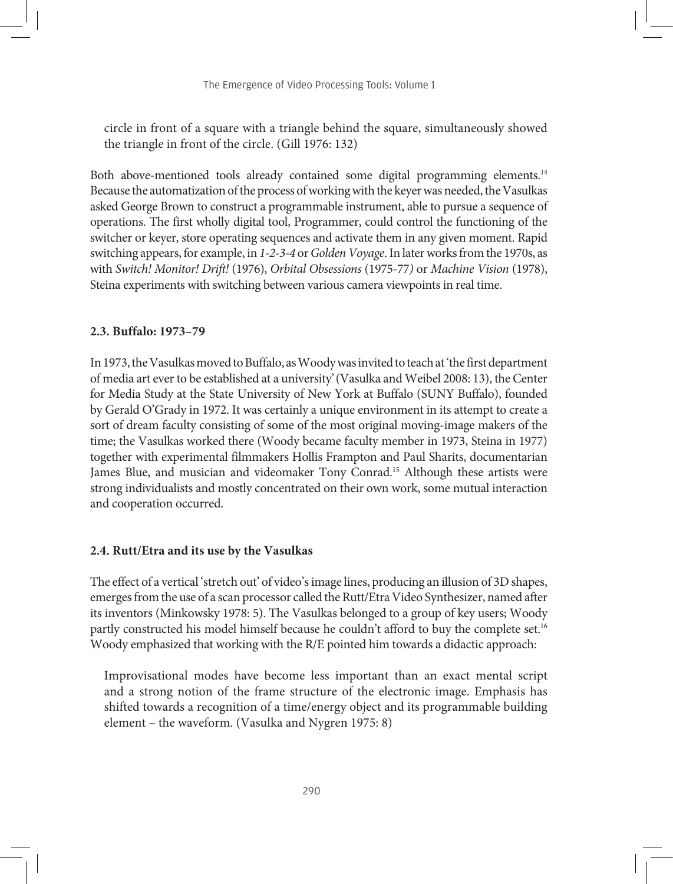> circle in front of a square with a triangle behind the square, simultaneously showed the triangle in front of the circle. (Gill 1976: 132)

Both above-mentioned tools already contained some digital programming elements.[14] Because the automatization of the process of working with the keyer was needed, the Vasulkas asked George Brown to construct a programmable instrument, able to pursue a sequence of operations. The first wholly digital tool, Programmer, could control the functioning of the switcher or keyer, store operating sequences and activate them in any given moment. Rapid switching appears, for example, in *1-2-3-4* or *Golden Voyage*. In later works from the 1970s, as with *Switch! Monitor! Drift!* (1976), *Orbital Obsessions* (1975-77) or *Machine Vision* (1978), Steina experiments with switching between various camera viewpoints in real time.

### 2.3. Buffalo: 1973–79

In 1973, the Vasulkas moved to Buffalo, as Woody was invited to teach at 'the first department of media art ever to be established at a university' (Vasulka and Weibel 2008: 13), the Center for Media Study at the State University of New York at Buffalo (SUNY Buffalo), founded by Gerald O'Grady in 1972. It was certainly a unique environment in its attempt to create a sort of dream faculty consisting of some of the most original moving-image makers of the time; the Vasulkas worked there (Woody became faculty member in 1973, Steina in 1977) together with experimental filmmakers Hollis Frampton and Paul Sharits, documentarian James Blue, and musician and videomaker Tony Conrad.[15] Although these artists were strong individualists and mostly concentrated on their own work, some mutual interaction and cooperation occurred.

### 2.4. Rutt/Etra and its use by the Vasulkas

The effect of a vertical 'stretch out' of video's image lines, producing an illusion of 3D shapes, emerges from the use of a scan processor called the Rutt/Etra Video Synthesizer, named after its inventors (Minkowsky 1978: 5). The Vasulkas belonged to a group of key users; Woody partly constructed his model himself because he couldn't afford to buy the complete set.[16] Woody emphasized that working with the R/E pointed him towards a didactic approach:

> Improvisational modes have become less important than an exact mental script and a strong notion of the frame structure of the electronic image. Emphasis has shifted towards a recognition of a time/energy object and its programmable building element – the waveform. (Vasulka and Nygren 1975: 8)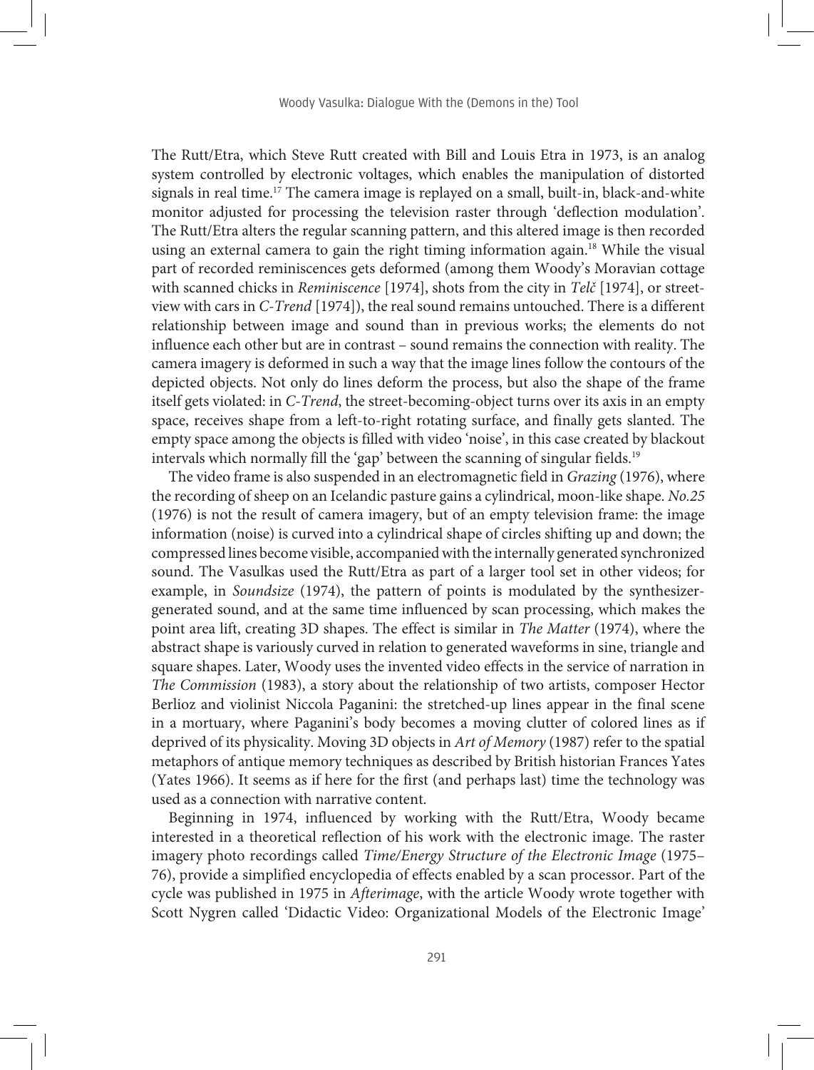The Rutt/Etra, which Steve Rutt created with Bill and Louis Etra in 1973, is an analog system controlled by electronic voltages, which enables the manipulation of distorted signals in real time.[17] The camera image is replayed on a small, built-in, black-and-white monitor adjusted for processing the television raster through 'deflection modulation'. The Rutt/Etra alters the regular scanning pattern, and this altered image is then recorded using an external camera to gain the right timing information again.[18] While the visual part of recorded reminiscences gets deformed (among them Woody's Moravian cottage with scanned chicks in *Reminiscence* [1974], shots from the city in *Telč* [1974], or street-view with cars in *C-Trend* [1974]), the real sound remains untouched. There is a different relationship between image and sound than in previous works; the elements do not influence each other but are in contrast – sound remains the connection with reality. The camera imagery is deformed in such a way that the image lines follow the contours of the depicted objects. Not only do lines deform the process, but also the shape of the frame itself gets violated: in *C-Trend*, the street-becoming-object turns over its axis in an empty space, receives shape from a left-to-right rotating surface, and finally gets slanted. The empty space among the objects is filled with video 'noise', in this case created by blackout intervals which normally fill the 'gap' between the scanning of singular fields.[19]

The video frame is also suspended in an electromagnetic field in *Grazing* (1976), where the recording of sheep on an Icelandic pasture gains a cylindrical, moon-like shape. *No.25* (1976) is not the result of camera imagery, but of an empty television frame: the image information (noise) is curved into a cylindrical shape of circles shifting up and down; the compressed lines become visible, accompanied with the internally generated synchronized sound. The Vasulkas used the Rutt/Etra as part of a larger tool set in other videos; for example, in *Soundsize* (1974), the pattern of points is modulated by the synthesizer-generated sound, and at the same time influenced by scan processing, which makes the point area lift, creating 3D shapes. The effect is similar in *The Matter* (1974), where the abstract shape is variously curved in relation to generated waveforms in sine, triangle and square shapes. Later, Woody uses the invented video effects in the service of narration in *The Commission* (1983), a story about the relationship of two artists, composer Hector Berlioz and violinist Niccola Paganini: the stretched-up lines appear in the final scene in a mortuary, where Paganini's body becomes a moving clutter of colored lines as if deprived of its physicality. Moving 3D objects in *Art of Memory* (1987) refer to the spatial metaphors of antique memory techniques as described by British historian Frances Yates (Yates 1966). It seems as if here for the first (and perhaps last) time the technology was used as a connection with narrative content.

Beginning in 1974, influenced by working with the Rutt/Etra, Woody became interested in a theoretical reflection of his work with the electronic image. The raster imagery photo recordings called *Time/Energy Structure of the Electronic Image* (1975–76), provide a simplified encyclopedia of effects enabled by a scan processor. Part of the cycle was published in 1975 in *Afterimage*, with the article Woody wrote together with Scott Nygren called 'Didactic Video: Organizational Models of the Electronic Image'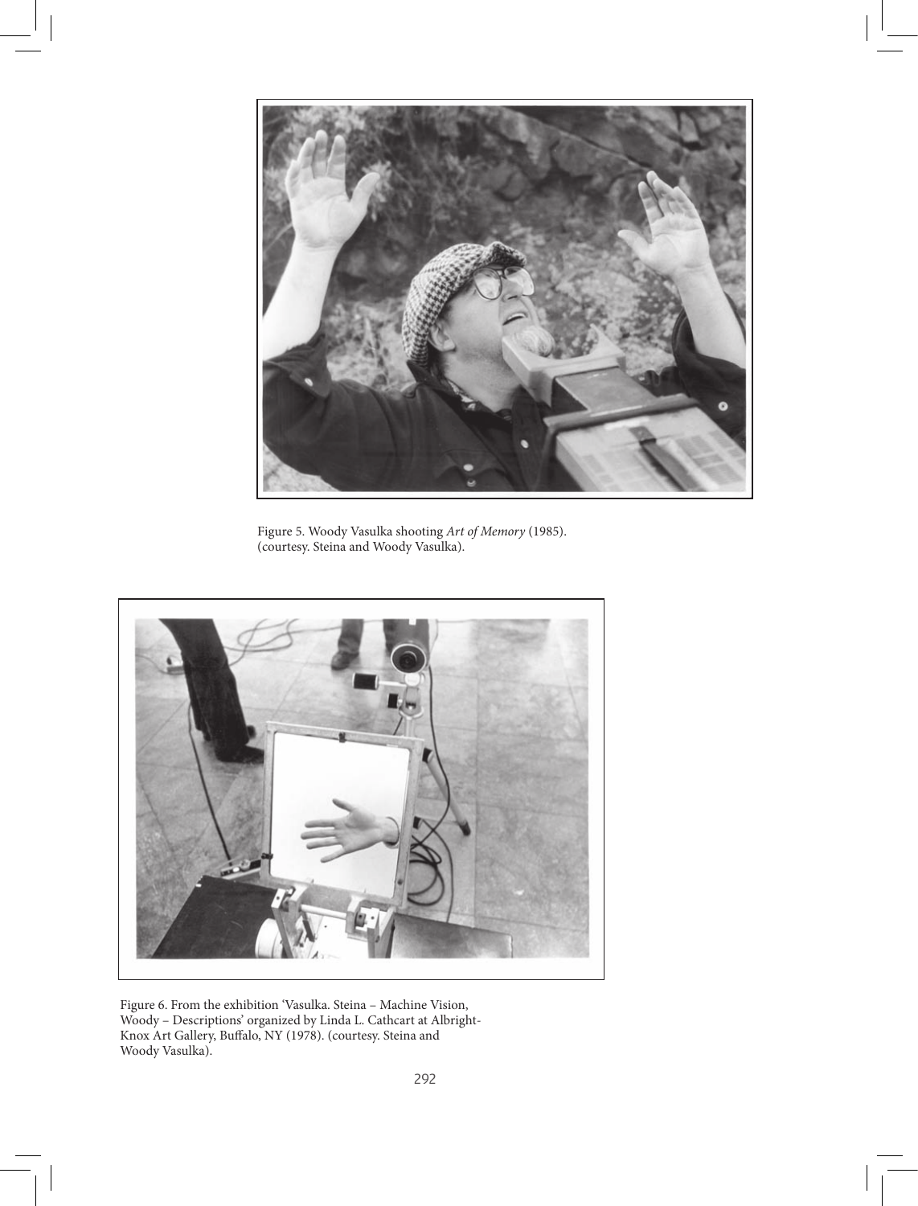Figure 5. Woody Vasulka shooting *Art of Memory* (1985). (courtesy. Steina and Woody Vasulka).

Figure 6. From the exhibition 'Vasulka. Steina – Machine Vision, Woody – Descriptions' organized by Linda L. Cathcart at Albright-Knox Art Gallery, Buffalo, NY (1978). (courtesy. Steina and Woody Vasulka).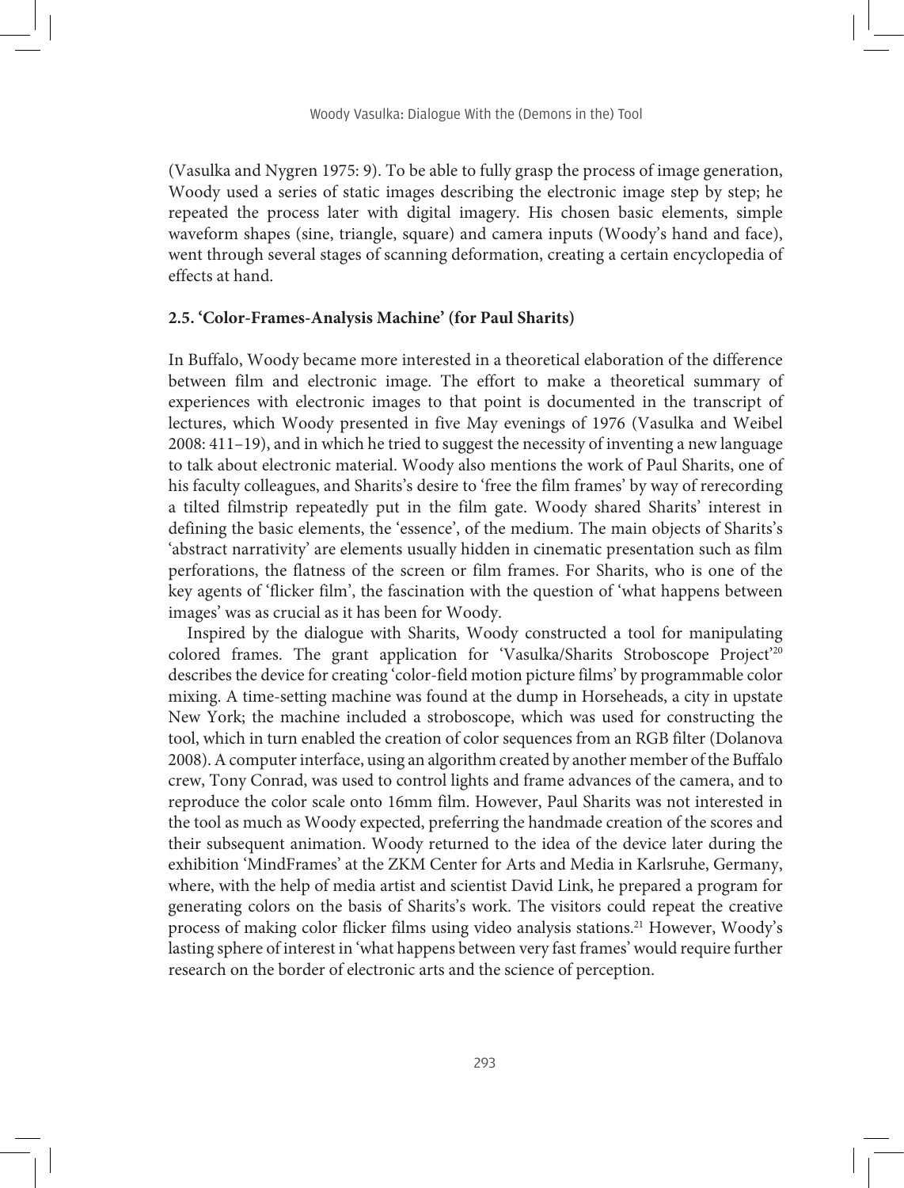(Vasulka and Nygren 1975: 9). To be able to fully grasp the process of image generation, Woody used a series of static images describing the electronic image step by step; he repeated the process later with digital imagery. His chosen basic elements, simple waveform shapes (sine, triangle, square) and camera inputs (Woody's hand and face), went through several stages of scanning deformation, creating a certain encyclopedia of effects at hand.

### 2.5. 'Color-Frames-Analysis Machine' (for Paul Sharits)

In Buffalo, Woody became more interested in a theoretical elaboration of the difference between film and electronic image. The effort to make a theoretical summary of experiences with electronic images to that point is documented in the transcript of lectures, which Woody presented in five May evenings of 1976 (Vasulka and Weibel 2008: 411–19), and in which he tried to suggest the necessity of inventing a new language to talk about electronic material. Woody also mentions the work of Paul Sharits, one of his faculty colleagues, and Sharits's desire to 'free the film frames' by way of rerecording a tilted filmstrip repeatedly put in the film gate. Woody shared Sharits' interest in defining the basic elements, the 'essence', of the medium. The main objects of Sharits's 'abstract narrativity' are elements usually hidden in cinematic presentation such as film perforations, the flatness of the screen or film frames. For Sharits, who is one of the key agents of 'flicker film', the fascination with the question of 'what happens between images' was as crucial as it has been for Woody.

Inspired by the dialogue with Sharits, Woody constructed a tool for manipulating colored frames. The grant application for 'Vasulka/Sharits Stroboscope Project'[20] describes the device for creating 'color-field motion picture films' by programmable color mixing. A time-setting machine was found at the dump in Horseheads, a city in upstate New York; the machine included a stroboscope, which was used for constructing the tool, which in turn enabled the creation of color sequences from an RGB filter (Dolanova 2008). A computer interface, using an algorithm created by another member of the Buffalo crew, Tony Conrad, was used to control lights and frame advances of the camera, and to reproduce the color scale onto 16mm film. However, Paul Sharits was not interested in the tool as much as Woody expected, preferring the handmade creation of the scores and their subsequent animation. Woody returned to the idea of the device later during the exhibition 'MindFrames' at the ZKM Center for Arts and Media in Karlsruhe, Germany, where, with the help of media artist and scientist David Link, he prepared a program for generating colors on the basis of Sharits's work. The visitors could repeat the creative process of making color flicker films using video analysis stations.[21] However, Woody's lasting sphere of interest in 'what happens between very fast frames' would require further research on the border of electronic arts and the science of perception.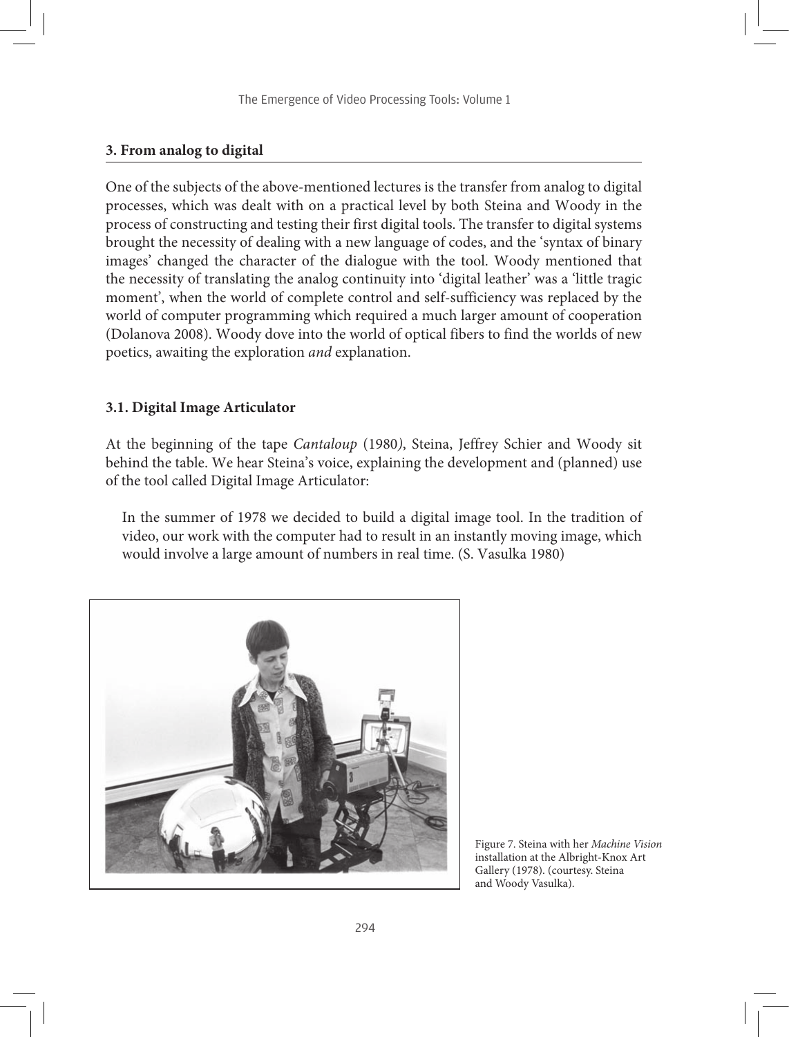## 3. From analog to digital

One of the subjects of the above-mentioned lectures is the transfer from analog to digital processes, which was dealt with on a practical level by both Steina and Woody in the process of constructing and testing their first digital tools. The transfer to digital systems brought the necessity of dealing with a new language of codes, and the 'syntax of binary images' changed the character of the dialogue with the tool. Woody mentioned that the necessity of translating the analog continuity into 'digital leather' was a 'little tragic moment', when the world of complete control and self-sufficiency was replaced by the world of computer programming which required a much larger amount of cooperation (Dolanova 2008). Woody dove into the world of optical fibers to find the worlds of new poetics, awaiting the exploration *and* explanation.

### 3.1. Digital Image Articulator

At the beginning of the tape *Cantaloup* (1980), Steina, Jeffrey Schier and Woody sit behind the table. We hear Steina's voice, explaining the development and (planned) use of the tool called Digital Image Articulator:

> In the summer of 1978 we decided to build a digital image tool. In the tradition of video, our work with the computer had to result in an instantly moving image, which would involve a large amount of numbers in real time. (S. Vasulka 1980)

Figure 7. Steina with her *Machine Vision* installation at the Albright-Knox Art Gallery (1978). (courtesy. Steina and Woody Vasulka).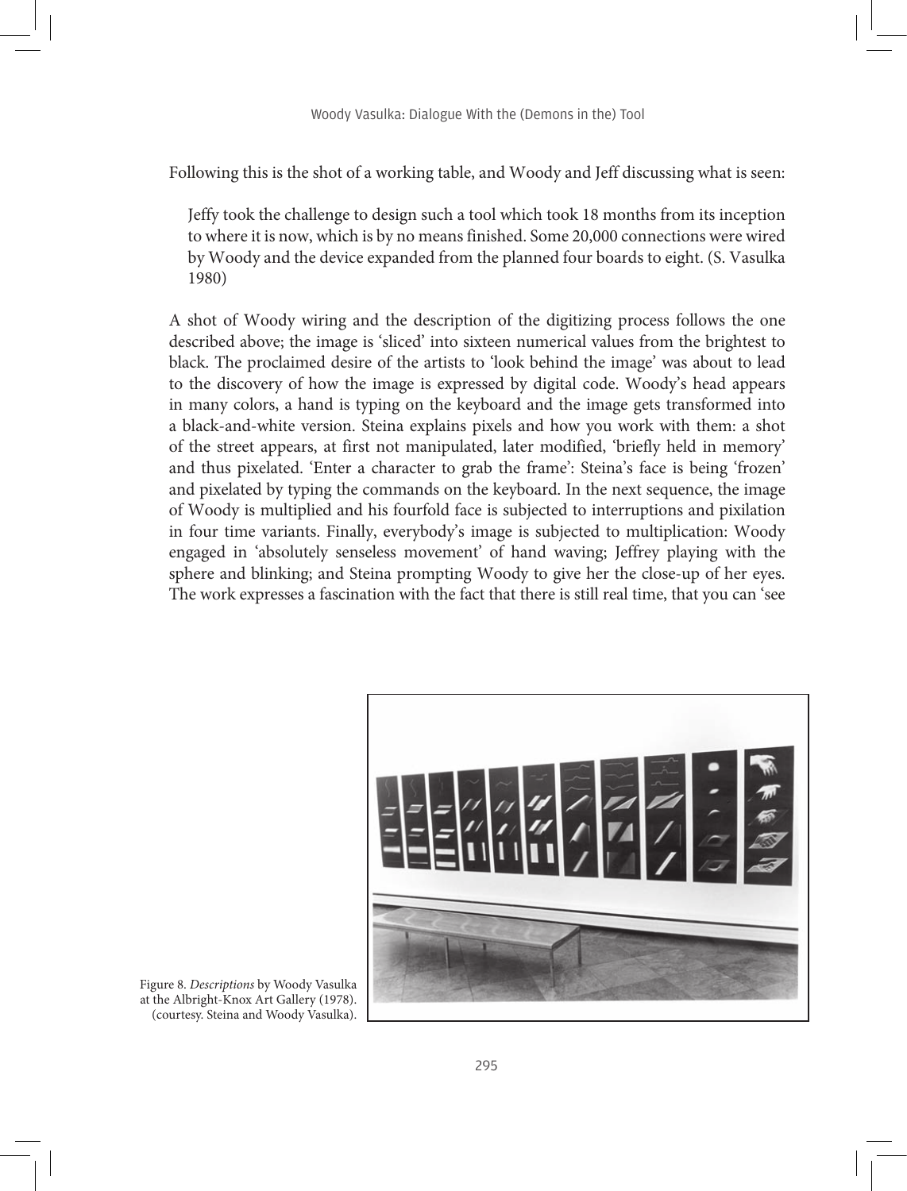Following this is the shot of a working table, and Woody and Jeff discussing what is seen:

> Jeffy took the challenge to design such a tool which took 18 months from its inception to where it is now, which is by no means finished. Some 20,000 connections were wired by Woody and the device expanded from the planned four boards to eight. (S. Vasulka 1980)

A shot of Woody wiring and the description of the digitizing process follows the one described above; the image is 'sliced' into sixteen numerical values from the brightest to black. The proclaimed desire of the artists to 'look behind the image' was about to lead to the discovery of how the image is expressed by digital code. Woody's head appears in many colors, a hand is typing on the keyboard and the image gets transformed into a black-and-white version. Steina explains pixels and how you work with them: a shot of the street appears, at first not manipulated, later modified, 'briefly held in memory' and thus pixelated. 'Enter a character to grab the frame': Steina's face is being 'frozen' and pixelated by typing the commands on the keyboard. In the next sequence, the image of Woody is multiplied and his fourfold face is subjected to interruptions and pixilation in four time variants. Finally, everybody's image is subjected to multiplication: Woody engaged in 'absolutely senseless movement' of hand waving; Jeffrey playing with the sphere and blinking; and Steina prompting Woody to give her the close-up of her eyes. The work expresses a fascination with the fact that there is still real time, that you can 'see

Figure 8. *Descriptions* by Woody Vasulka at the Albright-Knox Art Gallery (1978). (courtesy. Steina and Woody Vasulka).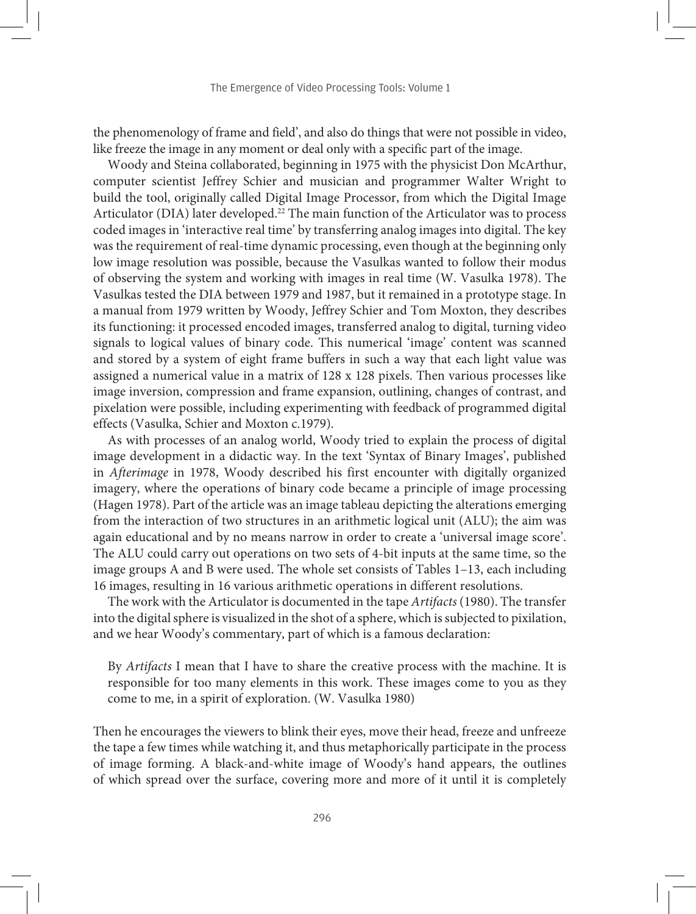the phenomenology of frame and field', and also do things that were not possible in video, like freeze the image in any moment or deal only with a specific part of the image.

Woody and Steina collaborated, beginning in 1975 with the physicist Don McArthur, computer scientist Jeffrey Schier and musician and programmer Walter Wright to build the tool, originally called Digital Image Processor, from which the Digital Image Articulator (DIA) later developed.[22] The main function of the Articulator was to process coded images in 'interactive real time' by transferring analog images into digital. The key was the requirement of real-time dynamic processing, even though at the beginning only low image resolution was possible, because the Vasulkas wanted to follow their modus of observing the system and working with images in real time (W. Vasulka 1978). The Vasulkas tested the DIA between 1979 and 1987, but it remained in a prototype stage. In a manual from 1979 written by Woody, Jeffrey Schier and Tom Moxton, they describes its functioning: it processed encoded images, transferred analog to digital, turning video signals to logical values of binary code. This numerical 'image' content was scanned and stored by a system of eight frame buffers in such a way that each light value was assigned a numerical value in a matrix of 128 x 128 pixels. Then various processes like image inversion, compression and frame expansion, outlining, changes of contrast, and pixelation were possible, including experimenting with feedback of programmed digital effects (Vasulka, Schier and Moxton c.1979).

As with processes of an analog world, Woody tried to explain the process of digital image development in a didactic way. In the text 'Syntax of Binary Images', published in *Afterimage* in 1978, Woody described his first encounter with digitally organized imagery, where the operations of binary code became a principle of image processing (Hagen 1978). Part of the article was an image tableau depicting the alterations emerging from the interaction of two structures in an arithmetic logical unit (ALU); the aim was again educational and by no means narrow in order to create a 'universal image score'. The ALU could carry out operations on two sets of 4-bit inputs at the same time, so the image groups A and B were used. The whole set consists of Tables 1–13, each including 16 images, resulting in 16 various arithmetic operations in different resolutions.

The work with the Articulator is documented in the tape *Artifacts* (1980). The transfer into the digital sphere is visualized in the shot of a sphere, which is subjected to pixilation, and we hear Woody's commentary, part of which is a famous declaration:

> By *Artifacts* I mean that I have to share the creative process with the machine. It is responsible for too many elements in this work. These images come to you as they come to me, in a spirit of exploration. (W. Vasulka 1980)

Then he encourages the viewers to blink their eyes, move their head, freeze and unfreeze the tape a few times while watching it, and thus metaphorically participate in the process of image forming. A black-and-white image of Woody's hand appears, the outlines of which spread over the surface, covering more and more of it until it is completely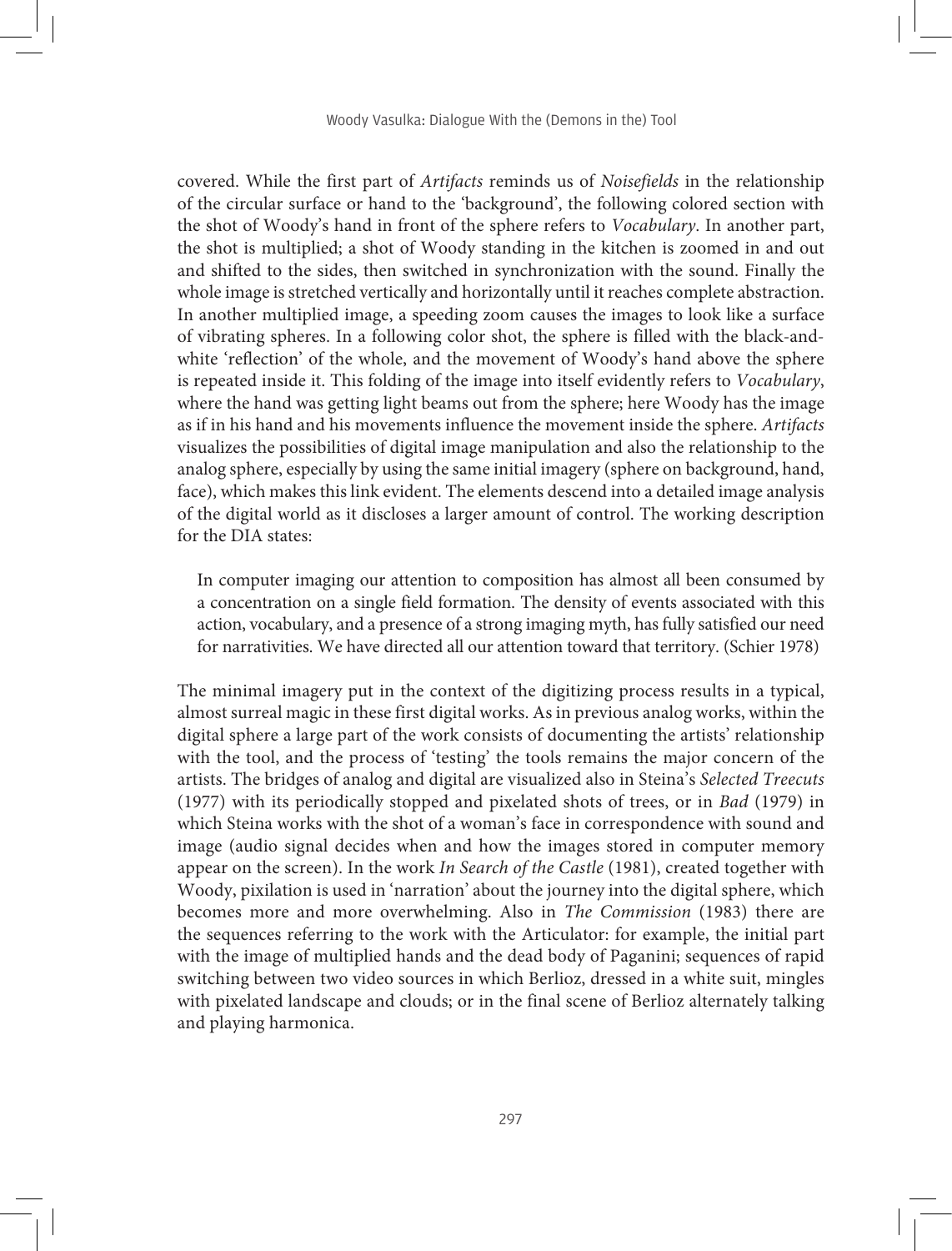covered. While the first part of *Artifacts* reminds us of *Noisefields* in the relationship of the circular surface or hand to the 'background', the following colored section with the shot of Woody's hand in front of the sphere refers to *Vocabulary*. In another part, the shot is multiplied; a shot of Woody standing in the kitchen is zoomed in and out and shifted to the sides, then switched in synchronization with the sound. Finally the whole image is stretched vertically and horizontally until it reaches complete abstraction. In another multiplied image, a speeding zoom causes the images to look like a surface of vibrating spheres. In a following color shot, the sphere is filled with the black-and-white 'reflection' of the whole, and the movement of Woody's hand above the sphere is repeated inside it. This folding of the image into itself evidently refers to *Vocabulary*, where the hand was getting light beams out from the sphere; here Woody has the image as if in his hand and his movements influence the movement inside the sphere. *Artifacts* visualizes the possibilities of digital image manipulation and also the relationship to the analog sphere, especially by using the same initial imagery (sphere on background, hand, face), which makes this link evident. The elements descend into a detailed image analysis of the digital world as it discloses a larger amount of control. The working description for the DIA states:

> In computer imaging our attention to composition has almost all been consumed by a concentration on a single field formation. The density of events associated with this action, vocabulary, and a presence of a strong imaging myth, has fully satisfied our need for narrativities. We have directed all our attention toward that territory. (Schier 1978)

The minimal imagery put in the context of the digitizing process results in a typical, almost surreal magic in these first digital works. As in previous analog works, within the digital sphere a large part of the work consists of documenting the artists' relationship with the tool, and the process of 'testing' the tools remains the major concern of the artists. The bridges of analog and digital are visualized also in Steina's *Selected Treecuts* (1977) with its periodically stopped and pixelated shots of trees, or in *Bad* (1979) in which Steina works with the shot of a woman's face in correspondence with sound and image (audio signal decides when and how the images stored in computer memory appear on the screen). In the work *In Search of the Castle* (1981), created together with Woody, pixilation is used in 'narration' about the journey into the digital sphere, which becomes more and more overwhelming. Also in *The Commission* (1983) there are the sequences referring to the work with the Articulator: for example, the initial part with the image of multiplied hands and the dead body of Paganini; sequences of rapid switching between two video sources in which Berlioz, dressed in a white suit, mingles with pixelated landscape and clouds; or in the final scene of Berlioz alternately talking and playing harmonica.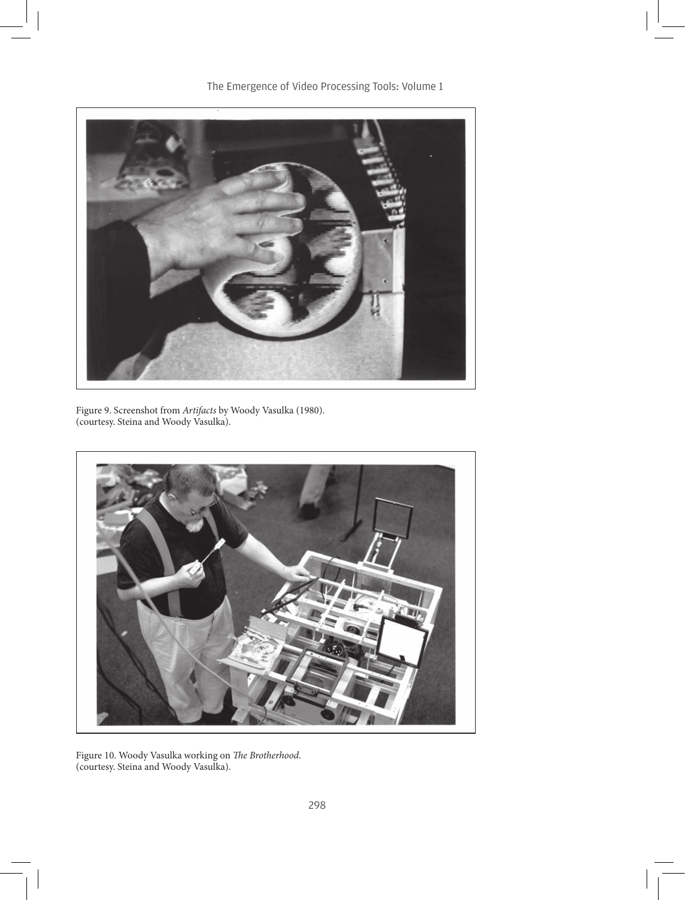Figure 9. Screenshot from *Artifacts* by Woody Vasulka (1980).
(courtesy. Steina and Woody Vasulka).

Figure 10. Woody Vasulka working on *The Brotherhood*.
(courtesy. Steina and Woody Vasulka).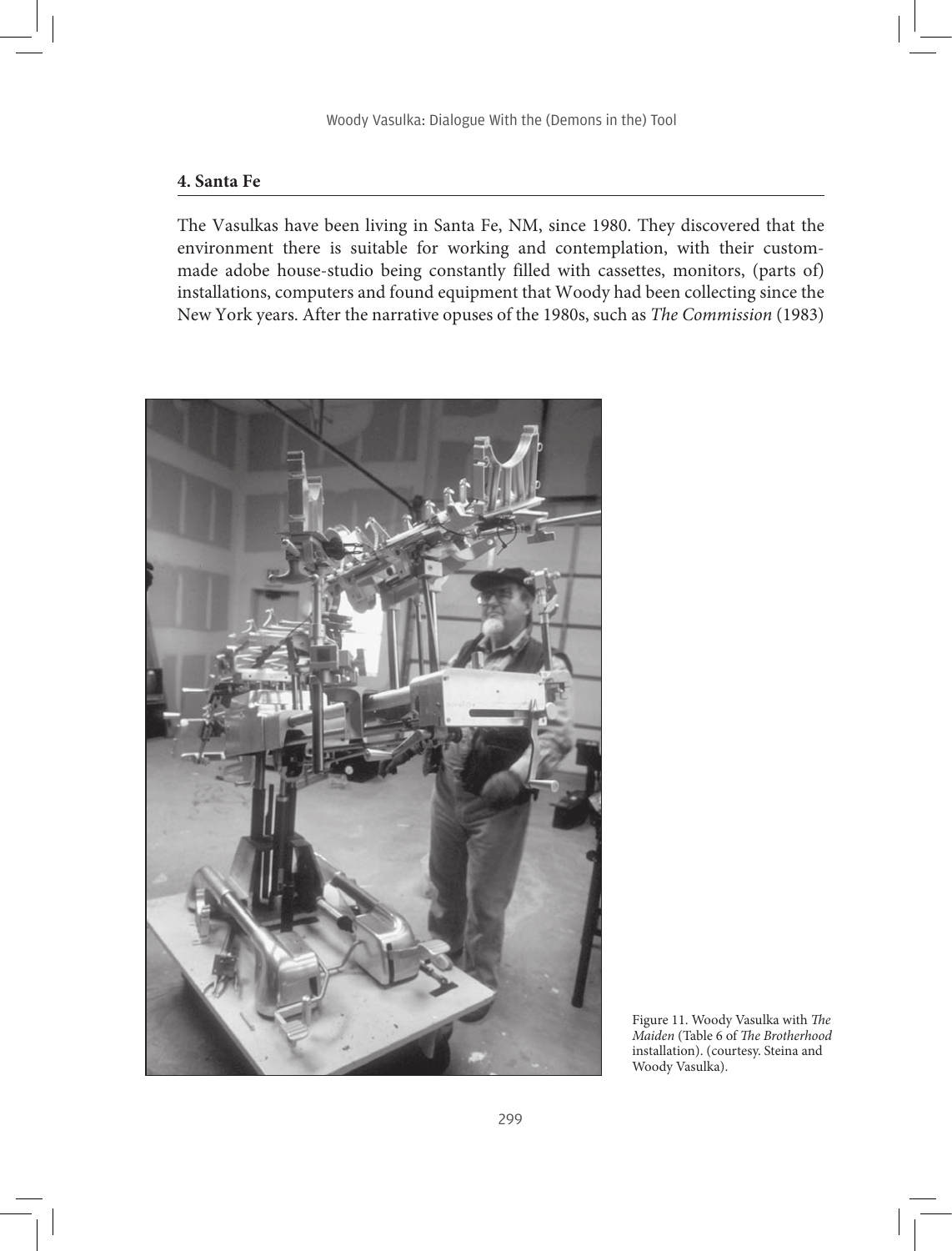## 4. Santa Fe

The Vasulkas have been living in Santa Fe, NM, since 1980. They discovered that the environment there is suitable for working and contemplation, with their custom-made adobe house-studio being constantly filled with cassettes, monitors, (parts of) installations, computers and found equipment that Woody had been collecting since the New York years. After the narrative opuses of the 1980s, such as *The Commission* (1983)

Figure 11. Woody Vasulka with *The Maiden* (Table 6 of *The Brotherhood* installation). (courtesy. Steina and Woody Vasulka).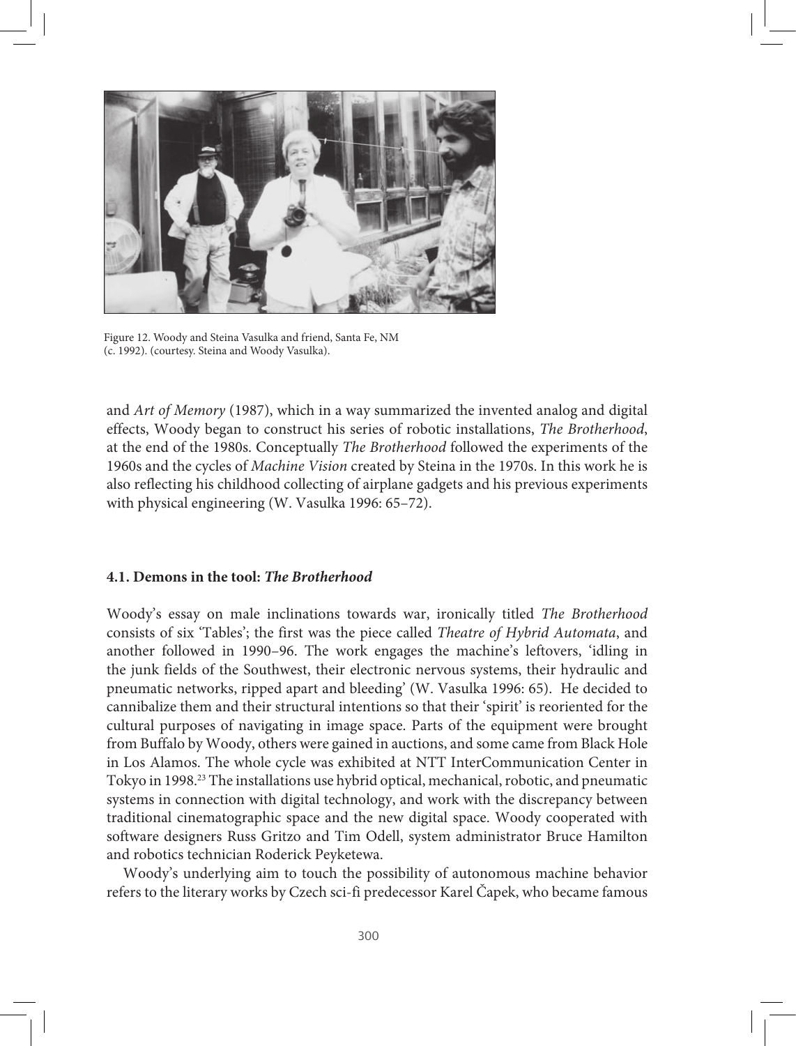Figure 12. Woody and Steina Vasulka and friend, Santa Fe, NM (c. 1992). (courtesy. Steina and Woody Vasulka).

and *Art of Memory* (1987), which in a way summarized the invented analog and digital effects, Woody began to construct his series of robotic installations, *The Brotherhood*, at the end of the 1980s. Conceptually *The Brotherhood* followed the experiments of the 1960s and the cycles of *Machine Vision* created by Steina in the 1970s. In this work he is also reflecting his childhood collecting of airplane gadgets and his previous experiments with physical engineering (W. Vasulka 1996: 65–72).

### 4.1. Demons in the tool: *The Brotherhood*

Woody's essay on male inclinations towards war, ironically titled *The Brotherhood* consists of six 'Tables'; the first was the piece called *Theatre of Hybrid Automata*, and another followed in 1990–96. The work engages the machine's leftovers, 'idling in the junk fields of the Southwest, their electronic nervous systems, their hydraulic and pneumatic networks, ripped apart and bleeding' (W. Vasulka 1996: 65). He decided to cannibalize them and their structural intentions so that their 'spirit' is reoriented for the cultural purposes of navigating in image space. Parts of the equipment were brought from Buffalo by Woody, others were gained in auctions, and some came from Black Hole in Los Alamos. The whole cycle was exhibited at NTT InterCommunication Center in Tokyo in 1998.[23] The installations use hybrid optical, mechanical, robotic, and pneumatic systems in connection with digital technology, and work with the discrepancy between traditional cinematographic space and the new digital space. Woody cooperated with software designers Russ Gritzo and Tim Odell, system administrator Bruce Hamilton and robotics technician Roderick Peyketewa.

Woody's underlying aim to touch the possibility of autonomous machine behavior refers to the literary works by Czech sci-fi predecessor Karel Čapek, who became famous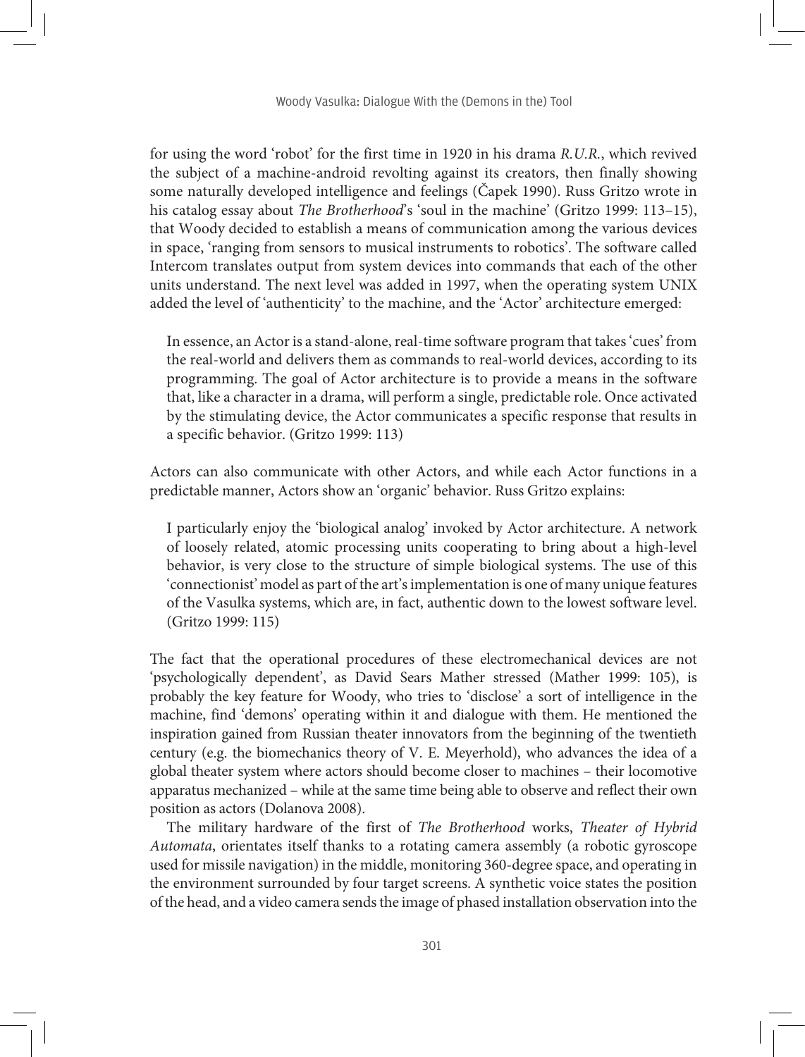for using the word 'robot' for the first time in 1920 in his drama *R.U.R.*, which revived the subject of a machine-android revolting against its creators, then finally showing some naturally developed intelligence and feelings (Čapek 1990). Russ Gritzo wrote in his catalog essay about *The Brotherhood*'s 'soul in the machine' (Gritzo 1999: 113–15), that Woody decided to establish a means of communication among the various devices in space, 'ranging from sensors to musical instruments to robotics'. The software called Intercom translates output from system devices into commands that each of the other units understand. The next level was added in 1997, when the operating system UNIX added the level of 'authenticity' to the machine, and the 'Actor' architecture emerged:

> In essence, an Actor is a stand-alone, real-time software program that takes 'cues' from the real-world and delivers them as commands to real-world devices, according to its programming. The goal of Actor architecture is to provide a means in the software that, like a character in a drama, will perform a single, predictable role. Once activated by the stimulating device, the Actor communicates a specific response that results in a specific behavior. (Gritzo 1999: 113)

Actors can also communicate with other Actors, and while each Actor functions in a predictable manner, Actors show an 'organic' behavior. Russ Gritzo explains:

> I particularly enjoy the 'biological analog' invoked by Actor architecture. A network of loosely related, atomic processing units cooperating to bring about a high-level behavior, is very close to the structure of simple biological systems. The use of this 'connectionist' model as part of the art's implementation is one of many unique features of the Vasulka systems, which are, in fact, authentic down to the lowest software level. (Gritzo 1999: 115)

The fact that the operational procedures of these electromechanical devices are not 'psychologically dependent', as David Sears Mather stressed (Mather 1999: 105), is probably the key feature for Woody, who tries to 'disclose' a sort of intelligence in the machine, find 'demons' operating within it and dialogue with them. He mentioned the inspiration gained from Russian theater innovators from the beginning of the twentieth century (e.g. the biomechanics theory of V. E. Meyerhold), who advances the idea of a global theater system where actors should become closer to machines – their locomotive apparatus mechanized – while at the same time being able to observe and reflect their own position as actors (Dolanova 2008).

The military hardware of the first of *The Brotherhood* works, *Theater of Hybrid Automata*, orientates itself thanks to a rotating camera assembly (a robotic gyroscope used for missile navigation) in the middle, monitoring 360-degree space, and operating in the environment surrounded by four target screens. A synthetic voice states the position of the head, and a video camera sends the image of phased installation observation into the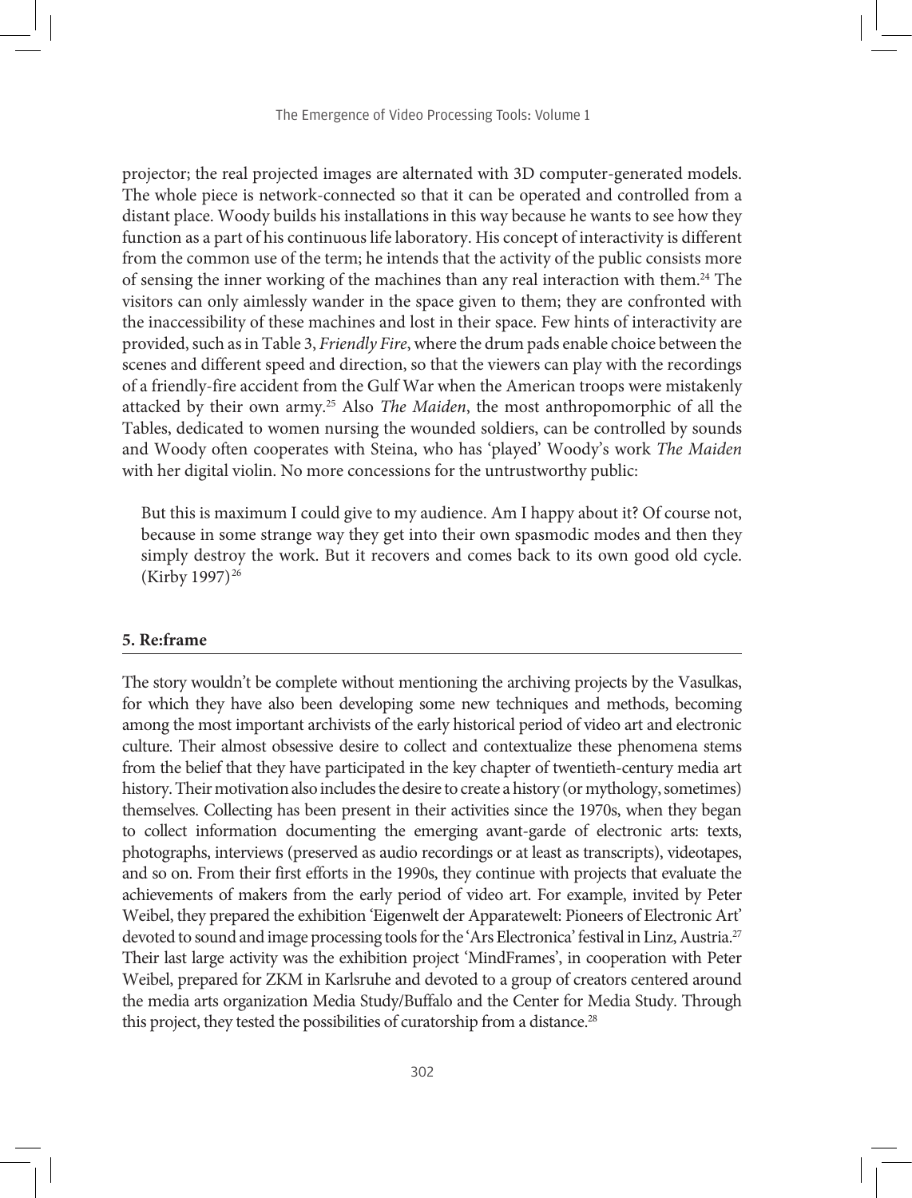projector; the real projected images are alternated with 3D computer-generated models. The whole piece is network-connected so that it can be operated and controlled from a distant place. Woody builds his installations in this way because he wants to see how they function as a part of his continuous life laboratory. His concept of interactivity is different from the common use of the term; he intends that the activity of the public consists more of sensing the inner working of the machines than any real interaction with them.[24] The visitors can only aimlessly wander in the space given to them; they are confronted with the inaccessibility of these machines and lost in their space. Few hints of interactivity are provided, such as in Table 3, *Friendly Fire*, where the drum pads enable choice between the scenes and different speed and direction, so that the viewers can play with the recordings of a friendly-fire accident from the Gulf War when the American troops were mistakenly attacked by their own army.[25] Also *The Maiden*, the most anthropomorphic of all the Tables, dedicated to women nursing the wounded soldiers, can be controlled by sounds and Woody often cooperates with Steina, who has 'played' Woody's work *The Maiden* with her digital violin. No more concessions for the untrustworthy public:

> But this is maximum I could give to my audience. Am I happy about it? Of course not, because in some strange way they get into their own spasmodic modes and then they simply destroy the work. But it recovers and comes back to its own good old cycle. (Kirby 1997)[26]

## 5. Re:frame

The story wouldn't be complete without mentioning the archiving projects by the Vasulkas, for which they have also been developing some new techniques and methods, becoming among the most important archivists of the early historical period of video art and electronic culture. Their almost obsessive desire to collect and contextualize these phenomena stems from the belief that they have participated in the key chapter of twentieth-century media art history. Their motivation also includes the desire to create a history (or mythology, sometimes) themselves. Collecting has been present in their activities since the 1970s, when they began to collect information documenting the emerging avant-garde of electronic arts: texts, photographs, interviews (preserved as audio recordings or at least as transcripts), videotapes, and so on. From their first efforts in the 1990s, they continue with projects that evaluate the achievements of makers from the early period of video art. For example, invited by Peter Weibel, they prepared the exhibition 'Eigenwelt der Apparatewelt: Pioneers of Electronic Art' devoted to sound and image processing tools for the 'Ars Electronica' festival in Linz, Austria.[27] Their last large activity was the exhibition project 'MindFrames', in cooperation with Peter Weibel, prepared for ZKM in Karlsruhe and devoted to a group of creators centered around the media arts organization Media Study/Buffalo and the Center for Media Study. Through this project, they tested the possibilities of curatorship from a distance.[28]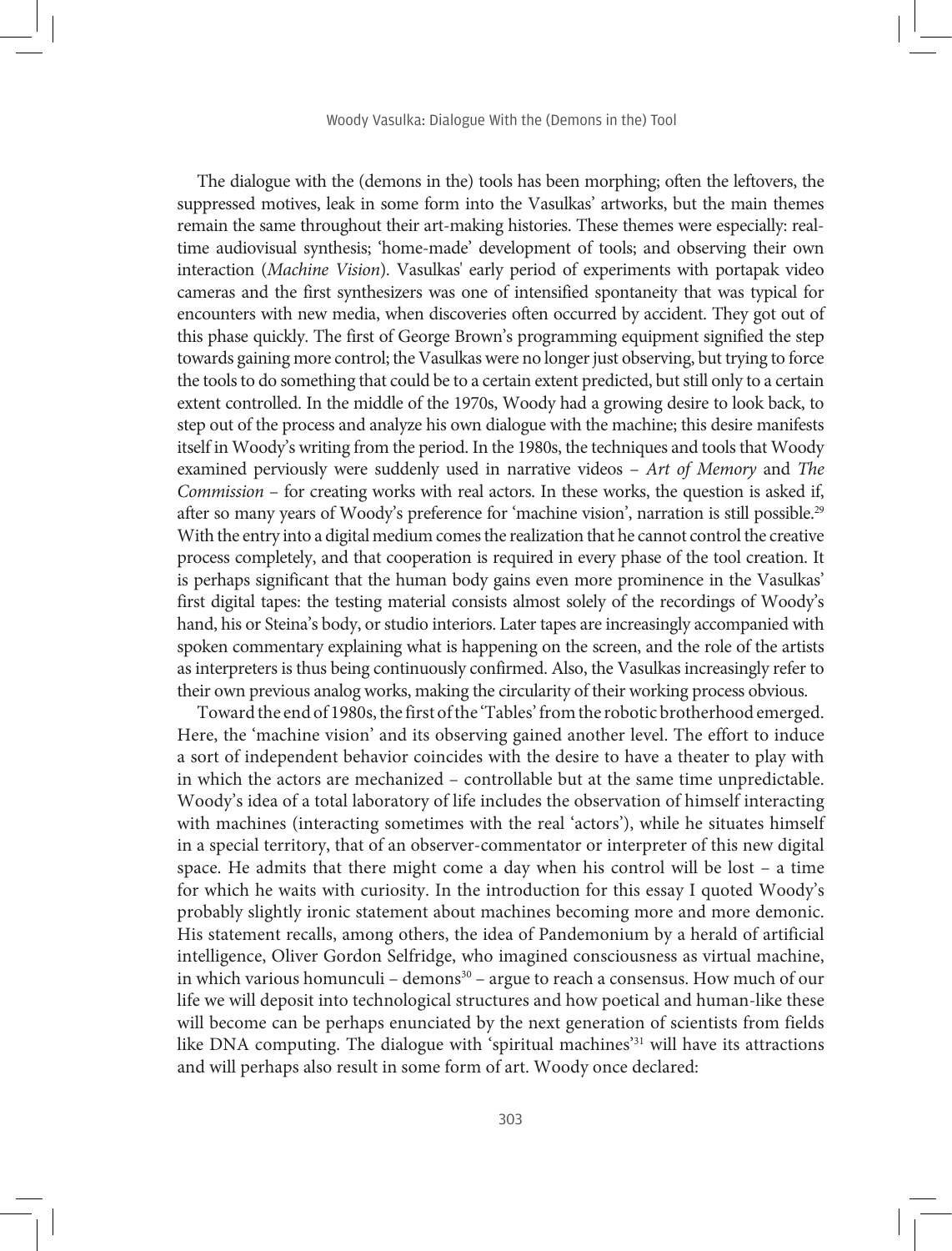The dialogue with the (demons in the) tools has been morphing; often the leftovers, the suppressed motives, leak in some form into the Vasulkas' artworks, but the main themes remain the same throughout their art-making histories. These themes were especially: real-time audiovisual synthesis; 'home-made' development of tools; and observing their own interaction (*Machine Vision*). Vasulkas' early period of experiments with portapak video cameras and the first synthesizers was one of intensified spontaneity that was typical for encounters with new media, when discoveries often occurred by accident. They got out of this phase quickly. The first of George Brown's programming equipment signified the step towards gaining more control; the Vasulkas were no longer just observing, but trying to force the tools to do something that could be to a certain extent predicted, but still only to a certain extent controlled. In the middle of the 1970s, Woody had a growing desire to look back, to step out of the process and analyze his own dialogue with the machine; this desire manifests itself in Woody's writing from the period. In the 1980s, the techniques and tools that Woody examined perviously were suddenly used in narrative videos – *Art of Memory* and *The Commission* – for creating works with real actors. In these works, the question is asked if, after so many years of Woody's preference for 'machine vision', narration is still possible.[29] With the entry into a digital medium comes the realization that he cannot control the creative process completely, and that cooperation is required in every phase of the tool creation. It is perhaps significant that the human body gains even more prominence in the Vasulkas' first digital tapes: the testing material consists almost solely of the recordings of Woody's hand, his or Steina's body, or studio interiors. Later tapes are increasingly accompanied with spoken commentary explaining what is happening on the screen, and the role of the artists as interpreters is thus being continuously confirmed. Also, the Vasulkas increasingly refer to their own previous analog works, making the circularity of their working process obvious.

Toward the end of 1980s, the first of the 'Tables' from the robotic brotherhood emerged. Here, the 'machine vision' and its observing gained another level. The effort to induce a sort of independent behavior coincides with the desire to have a theater to play with in which the actors are mechanized – controllable but at the same time unpredictable. Woody's idea of a total laboratory of life includes the observation of himself interacting with machines (interacting sometimes with the real 'actors'), while he situates himself in a special territory, that of an observer-commentator or interpreter of this new digital space. He admits that there might come a day when his control will be lost – a time for which he waits with curiosity. In the introduction for this essay I quoted Woody's probably slightly ironic statement about machines becoming more and more demonic. His statement recalls, among others, the idea of Pandemonium by a herald of artificial intelligence, Oliver Gordon Selfridge, who imagined consciousness as virtual machine, in which various homunculi – demons[30] – argue to reach a consensus. How much of our life we will deposit into technological structures and how poetical and human-like these will become can be perhaps enunciated by the next generation of scientists from fields like DNA computing. The dialogue with 'spiritual machines'[31] will have its attractions and will perhaps also result in some form of art. Woody once declared: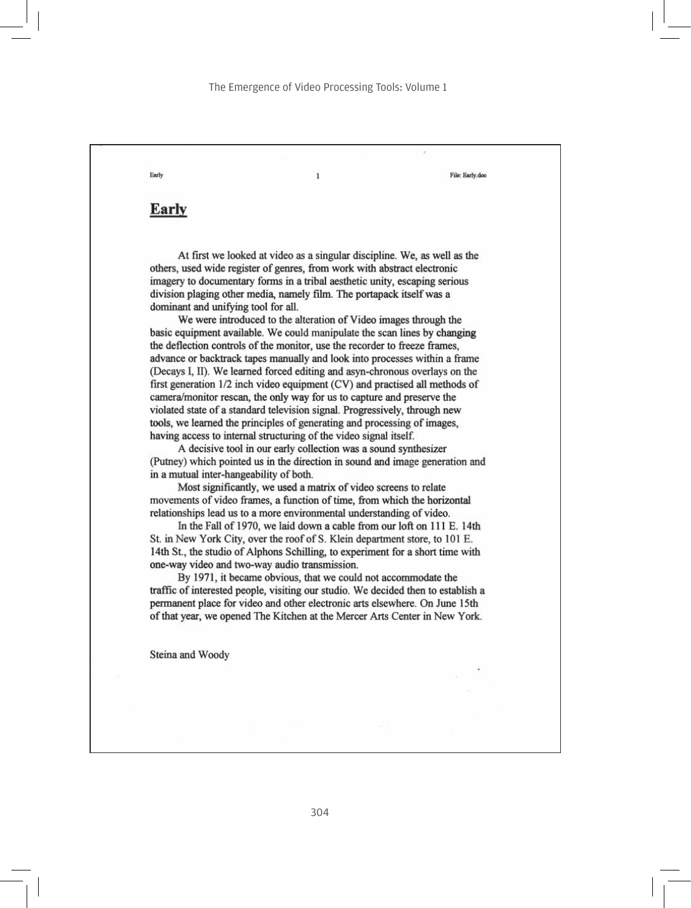# Early

At first we looked at video as a singular discipline. We, as well as the others, used wide register of genres, from work with abstract electronic imagery to documentary forms in a tribal aesthetic unity, escaping serious division plaging other media, namely film. The portapack itself was a dominant and unifying tool for all.

We were introduced to the alteration of Video images through the basic equipment available. We could manipulate the scan lines by changing the deflection controls of the monitor, use the recorder to freeze frames, advance or backtrack tapes manually and look into processes within a frame (Decays I, II). We learned forced editing and asyn-chronous overlays on the first generation 1/2 inch video equipment (CV) and practised all methods of camera/monitor rescan, the only way for us to capture and preserve the violated state of a standard television signal. Progressively, through new tools, we learned the principles of generating and processing of images, having access to internal structuring of the video signal itself.

A decisive tool in our early collection was a sound synthesizer (Putney) which pointed us in the direction in sound and image generation and in a mutual inter-hangeability of both.

Most significantly, we used a matrix of video screens to relate movements of video frames, a function of time, from which the horizontal relationships lead us to a more environmental understanding of video.

In the Fall of 1970, we laid down a cable from our loft on 111 E. 14th St. in New York City, over the roof of S. Klein department store, to 101 E. 14th St., the studio of Alphons Schilling, to experiment for a short time with one-way video and two-way audio transmission.

By 1971, it became obvious, that we could not accommodate the traffic of interested people, visiting our studio. We decided then to establish a permanent place for video and other electronic arts elsewhere. On June 15th of that year, we opened The Kitchen at the Mercer Arts Center in New York.

Steina and Woody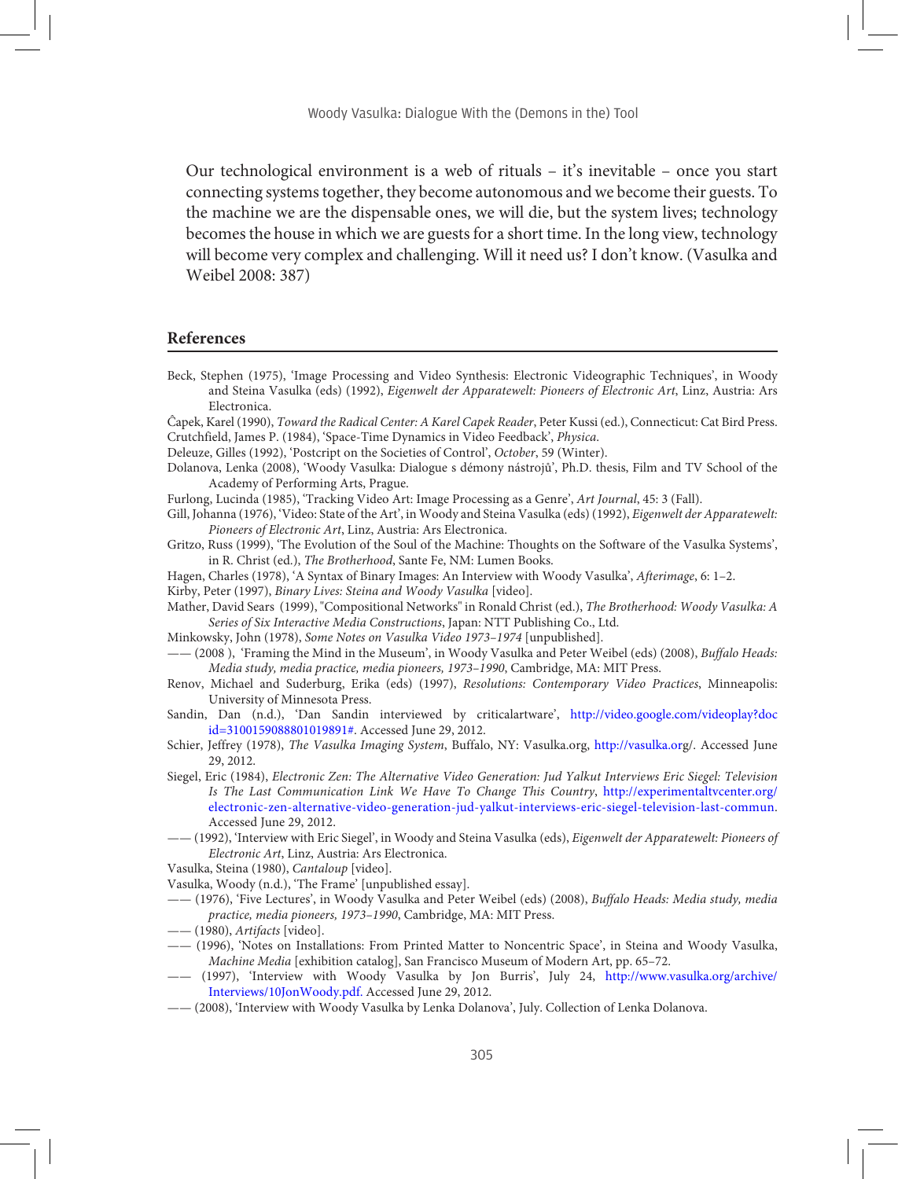Our technological environment is a web of rituals – it's inevitable – once you start connecting systems together, they become autonomous and we become their guests. To the machine we are the dispensable ones, we will die, but the system lives; technology becomes the house in which we are guests for a short time. In the long view, technology will become very complex and challenging. Will it need us? I don't know. (Vasulka and Weibel 2008: 387)

## References

Beck, Stephen (1975), 'Image Processing and Video Synthesis: Electronic Videographic Techniques', in Woody and Steina Vasulka (eds) (1992), *Eigenwelt der Apparatewelt: Pioneers of Electronic Art*, Linz, Austria: Ars Electronica.

Ĉapek, Karel (1990), *Toward the Radical Center: A Karel Capek Reader*, Peter Kussi (ed.), Connecticut: Cat Bird Press.

Crutchfield, James P. (1984), 'Space-Time Dynamics in Video Feedback', *Physica*.

Deleuze, Gilles (1992), 'Postcript on the Societies of Control', *October*, 59 (Winter).

Dolanova, Lenka (2008), 'Woody Vasulka: Dialogue s démony nástrojů', Ph.D. thesis, Film and TV School of the Academy of Performing Arts, Prague.

Furlong, Lucinda (1985), 'Tracking Video Art: Image Processing as a Genre', *Art Journal*, 45: 3 (Fall).

Gill, Johanna (1976), 'Video: State of the Art', in Woody and Steina Vasulka (eds) (1992), *Eigenwelt der Apparatewelt: Pioneers of Electronic Art*, Linz, Austria: Ars Electronica.

Gritzo, Russ (1999), 'The Evolution of the Soul of the Machine: Thoughts on the Software of the Vasulka Systems', in R. Christ (ed.), *The Brotherhood*, Sante Fe, NM: Lumen Books.

Hagen, Charles (1978), 'A Syntax of Binary Images: An Interview with Woody Vasulka', *Afterimage*, 6: 1–2.

Kirby, Peter (1997), *Binary Lives: Steina and Woody Vasulka* [video].

Mather, David Sears (1999), "Compositional Networks" in Ronald Christ (ed.), *The Brotherhood: Woody Vasulka: A Series of Six Interactive Media Constructions*, Japan: NTT Publishing Co., Ltd.

Minkowsky, John (1978), *Some Notes on Vasulka Video 1973–1974* [unpublished].

—— (2008 ), 'Framing the Mind in the Museum', in Woody Vasulka and Peter Weibel (eds) (2008), *Buffalo Heads: Media study, media practice, media pioneers, 1973–1990*, Cambridge, MA: MIT Press.

Renov, Michael and Suderburg, Erika (eds) (1997), *Resolutions: Contemporary Video Practices*, Minneapolis: University of Minnesota Press.

Sandin, Dan (n.d.), 'Dan Sandin interviewed by criticalartware', http://video.google.com/videoplay?docid=3100159088801019891#. Accessed June 29, 2012.

Schier, Jeffrey (1978), *The Vasulka Imaging System*, Buffalo, NY: Vasulka.org, http://vasulka.org/. Accessed June 29, 2012.

Siegel, Eric (1984), *Electronic Zen: The Alternative Video Generation: Jud Yalkut Interviews Eric Siegel: Television Is The Last Communication Link We Have To Change This Country*, http://experimentaltvcenter.org/electronic-zen-alternative-video-generation-jud-yalkut-interviews-eric-siegel-television-last-commun. Accessed June 29, 2012.

—— (1992), 'Interview with Eric Siegel', in Woody and Steina Vasulka (eds), *Eigenwelt der Apparatewelt: Pioneers of Electronic Art*, Linz, Austria: Ars Electronica.

Vasulka, Steina (1980), *Cantaloup* [video].

Vasulka, Woody (n.d.), 'The Frame' [unpublished essay].

—— (1976), 'Five Lectures', in Woody Vasulka and Peter Weibel (eds) (2008), *Buffalo Heads: Media study, media practice, media pioneers, 1973–1990*, Cambridge, MA: MIT Press.

—— (1980), *Artifacts* [video].

—— (1996), 'Notes on Installations: From Printed Matter to Noncentric Space', in Steina and Woody Vasulka, *Machine Media* [exhibition catalog], San Francisco Museum of Modern Art, pp. 65–72.

—— (1997), 'Interview with Woody Vasulka by Jon Burris', July 24, http://www.vasulka.org/archive/Interviews/10JonWoody.pdf. Accessed June 29, 2012.

—— (2008), 'Interview with Woody Vasulka by Lenka Dolanova', July. Collection of Lenka Dolanova.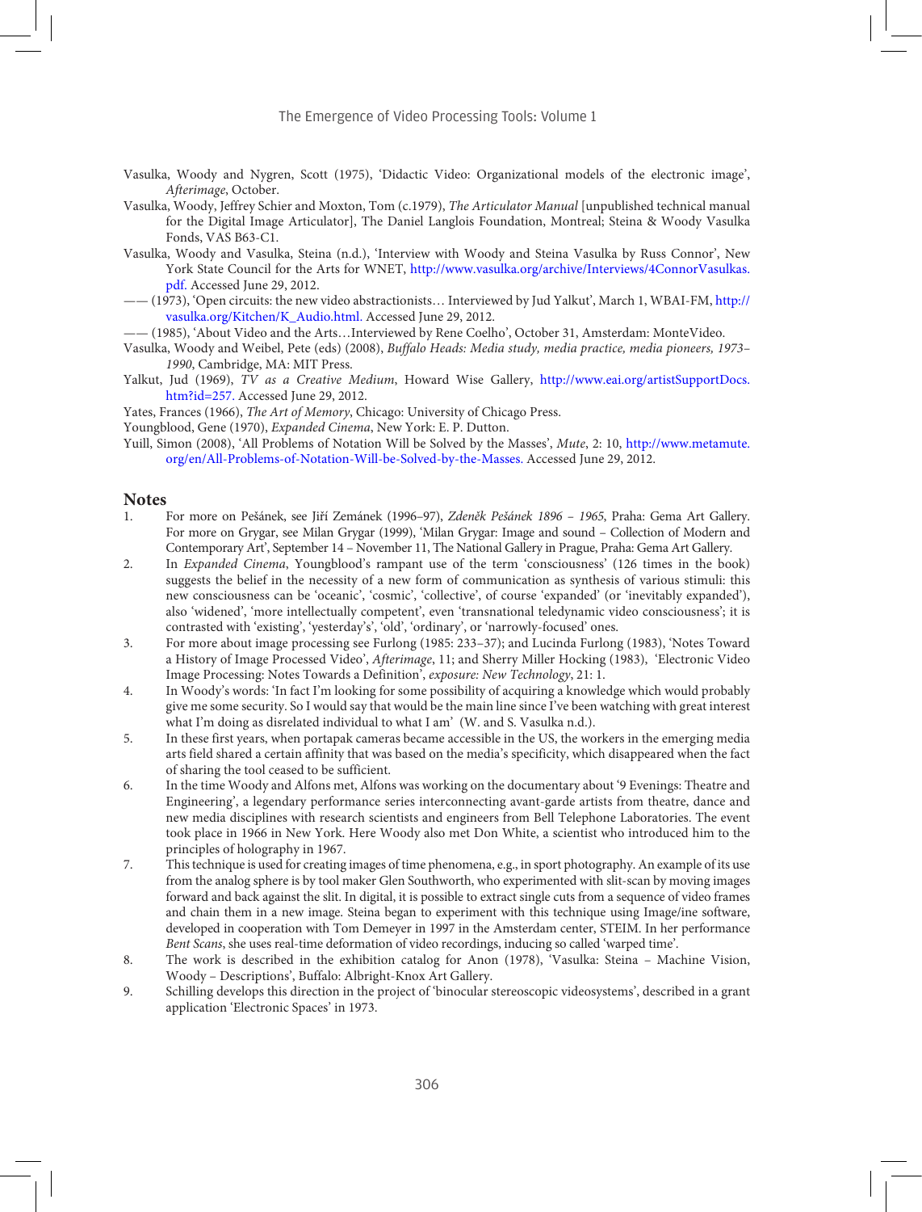Vasulka, Woody and Nygren, Scott (1975), 'Didactic Video: Organizational models of the electronic image', *Afterimage*, October.

Vasulka, Woody, Jeffrey Schier and Moxton, Tom (c.1979), *The Articulator Manual* [unpublished technical manual for the Digital Image Articulator], The Daniel Langlois Foundation, Montreal; Steina & Woody Vasulka Fonds, VAS B63-C1.

Vasulka, Woody and Vasulka, Steina (n.d.), 'Interview with Woody and Steina Vasulka by Russ Connor', New York State Council for the Arts for WNET, http://www.vasulka.org/archive/Interviews/4ConnorVasulkas.pdf. Accessed June 29, 2012.

—— (1973), 'Open circuits: the new video abstractionists… Interviewed by Jud Yalkut', March 1, WBAI-FM, http://vasulka.org/Kitchen/K_Audio.html. Accessed June 29, 2012.

—— (1985), 'About Video and the Arts…Interviewed by Rene Coelho', October 31, Amsterdam: MonteVideo.

Vasulka, Woody and Weibel, Pete (eds) (2008), *Buffalo Heads: Media study, media practice, media pioneers, 1973–1990*, Cambridge, MA: MIT Press.

Yalkut, Jud (1969), *TV as a Creative Medium*, Howard Wise Gallery, http://www.eai.org/artistSupportDocs.htm?id=257. Accessed June 29, 2012.

Yates, Frances (1966), *The Art of Memory*, Chicago: University of Chicago Press.

Youngblood, Gene (1970), *Expanded Cinema*, New York: E. P. Dutton.

Yuill, Simon (2008), 'All Problems of Notation Will be Solved by the Masses', *Mute*, 2: 10, http://www.metamute.org/en/All-Problems-of-Notation-Will-be-Solved-by-the-Masses. Accessed June 29, 2012.

## Notes

1. For more on Pešánek, see Jiří Zemánek (1996–97), *Zdeněk Pešánek 1896 – 1965*, Praha: Gema Art Gallery. For more on Grygar, see Milan Grygar (1999), 'Milan Grygar: Image and sound – Collection of Modern and Contemporary Art', September 14 – November 11, The National Gallery in Prague, Praha: Gema Art Gallery.
2. In *Expanded Cinema*, Youngblood's rampant use of the term 'consciousness' (126 times in the book) suggests the belief in the necessity of a new form of communication as synthesis of various stimuli: this new consciousness can be 'oceanic', 'cosmic', 'collective', of course 'expanded' (or 'inevitably expanded'), also 'widened', 'more intellectually competent', even 'transnational teledynamic video consciousness'; it is contrasted with 'existing', 'yesterday's', 'old', 'ordinary', or 'narrowly-focused' ones.
3. For more about image processing see Furlong (1985: 233–37); and Lucinda Furlong (1983), 'Notes Toward a History of Image Processed Video', *Afterimage*, 11; and Sherry Miller Hocking (1983), 'Electronic Video Image Processing: Notes Towards a Definition', *exposure: New Technology*, 21: 1.
4. In Woody's words: 'In fact I'm looking for some possibility of acquiring a knowledge which would probably give me some security. So I would say that would be the main line since I've been watching with great interest what I'm doing as disrelated individual to what I am' (W. and S. Vasulka n.d.).
5. In these first years, when portapak cameras became accessible in the US, the workers in the emerging media arts field shared a certain affinity that was based on the media's specificity, which disappeared when the fact of sharing the tool ceased to be sufficient.
6. In the time Woody and Alfons met, Alfons was working on the documentary about '9 Evenings: Theatre and Engineering', a legendary performance series interconnecting avant-garde artists from theatre, dance and new media disciplines with research scientists and engineers from Bell Telephone Laboratories. The event took place in 1966 in New York. Here Woody also met Don White, a scientist who introduced him to the principles of holography in 1967.
7. This technique is used for creating images of time phenomena, e.g., in sport photography. An example of its use from the analog sphere is by tool maker Glen Southworth, who experimented with slit-scan by moving images forward and back against the slit. In digital, it is possible to extract single cuts from a sequence of video frames and chain them in a new image. Steina began to experiment with this technique using Image/ine software, developed in cooperation with Tom Demeyer in 1997 in the Amsterdam center, STEIM. In her performance *Bent Scans*, she uses real-time deformation of video recordings, inducing so called 'warped time'.
8. The work is described in the exhibition catalog for Anon (1978), 'Vasulka: Steina – Machine Vision, Woody – Descriptions', Buffalo: Albright-Knox Art Gallery.
9. Schilling develops this direction in the project of 'binocular stereoscopic videosystems', described in a grant application 'Electronic Spaces' in 1973.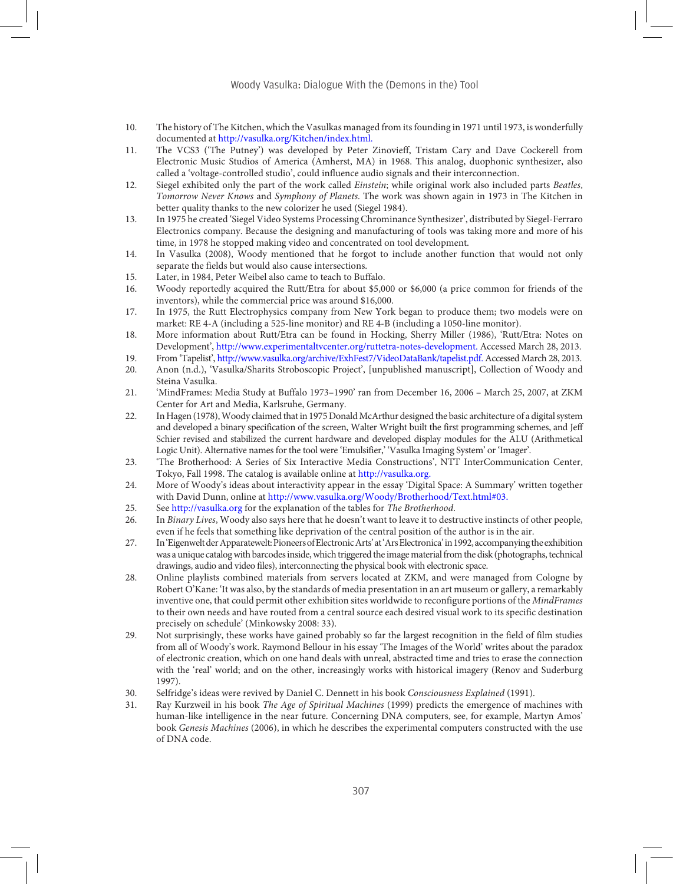10. The history of The Kitchen, which the Vasulkas managed from its founding in 1971 until 1973, is wonderfully documented at http://vasulka.org/Kitchen/index.html.
11. The VCS3 ('The Putney') was developed by Peter Zinovieff, Tristam Cary and Dave Cockerell from Electronic Music Studios of America (Amherst, MA) in 1968. This analog, duophonic synthesizer, also called a 'voltage-controlled studio', could influence audio signals and their interconnection.
12. Siegel exhibited only the part of the work called *Einstein*; while original work also included parts *Beatles*, *Tomorrow Never Knows* and *Symphony of Planets*. The work was shown again in 1973 in The Kitchen in better quality thanks to the new colorizer he used (Siegel 1984).
13. In 1975 he created 'Siegel Video Systems Processing Chrominance Synthesizer', distributed by Siegel-Ferraro Electronics company. Because the designing and manufacturing of tools was taking more and more of his time, in 1978 he stopped making video and concentrated on tool development.
14. In Vasulka (2008), Woody mentioned that he forgot to include another function that would not only separate the fields but would also cause intersections.
15. Later, in 1984, Peter Weibel also came to teach to Buffalo.
16. Woody reportedly acquired the Rutt/Etra for about $5,000 or $6,000 (a price common for friends of the inventors), while the commercial price was around $16,000.
17. In 1975, the Rutt Electrophysics company from New York began to produce them; two models were on market: RE 4-A (including a 525-line monitor) and RE 4-B (including a 1050-line monitor).
18. More information about Rutt/Etra can be found in Hocking, Sherry Miller (1986), 'Rutt/Etra: Notes on Development', http://www.experimentaltvcenter.org/ruttetra-notes-development. Accessed March 28, 2013.
19. From 'Tapelist', http://www.vasulka.org/archive/ExhFest7/VideoDataBank/tapelist.pdf. Accessed March 28, 2013.
20. Anon (n.d.), 'Vasulka/Sharits Stroboscopic Project', [unpublished manuscript], Collection of Woody and Steina Vasulka.
21. 'MindFrames: Media Study at Buffalo 1973–1990' ran from December 16, 2006 – March 25, 2007, at ZKM Center for Art and Media, Karlsruhe, Germany.
22. In Hagen (1978), Woody claimed that in 1975 Donald McArthur designed the basic architecture of a digital system and developed a binary specification of the screen, Walter Wright built the first programming schemes, and Jeff Schier revised and stabilized the current hardware and developed display modules for the ALU (Arithmetical Logic Unit). Alternative names for the tool were 'Emulsifier,' 'Vasulka Imaging System' or 'Imager'.
23. 'The Brotherhood: A Series of Six Interactive Media Constructions', NTT InterCommunication Center, Tokyo, Fall 1998. The catalog is available online at http://vasulka.org.
24. More of Woody's ideas about interactivity appear in the essay 'Digital Space: A Summary' written together with David Dunn, online at http://www.vasulka.org/Woody/Brotherhood/Text.html#03.
25. See http://vasulka.org for the explanation of the tables for *The Brotherhood*.
26. In *Binary Lives*, Woody also says here that he doesn't want to leave it to destructive instincts of other people, even if he feels that something like deprivation of the central position of the author is in the air.
27. In 'Eigenwelt der Apparatewelt: Pioneers of Electronic Arts' at 'Ars Electronica' in 1992, accompanying the exhibition was a unique catalog with barcodes inside, which triggered the image material from the disk (photographs, technical drawings, audio and video files), interconnecting the physical book with electronic space.
28. Online playlists combined materials from servers located at ZKM, and were managed from Cologne by Robert O'Kane: 'It was also, by the standards of media presentation in an art museum or gallery, a remarkably inventive one, that could permit other exhibition sites worldwide to reconfigure portions of the *MindFrames* to their own needs and have routed from a central source each desired visual work to its specific destination precisely on schedule' (Minkowsky 2008: 33).
29. Not surprisingly, these works have gained probably so far the largest recognition in the field of film studies from all of Woody's work. Raymond Bellour in his essay 'The Images of the World' writes about the paradox of electronic creation, which on one hand deals with unreal, abstracted time and tries to erase the connection with the 'real' world; and on the other, increasingly works with historical imagery (Renov and Suderburg 1997).
30. Selfridge's ideas were revived by Daniel C. Dennett in his book *Consciousness Explained* (1991).
31. Ray Kurzweil in his book *The Age of Spiritual Machines* (1999) predicts the emergence of machines with human-like intelligence in the near future. Concerning DNA computers, see, for example, Martyn Amos' book *Genesis Machines* (2006), in which he describes the experimental computers constructed with the use of DNA code.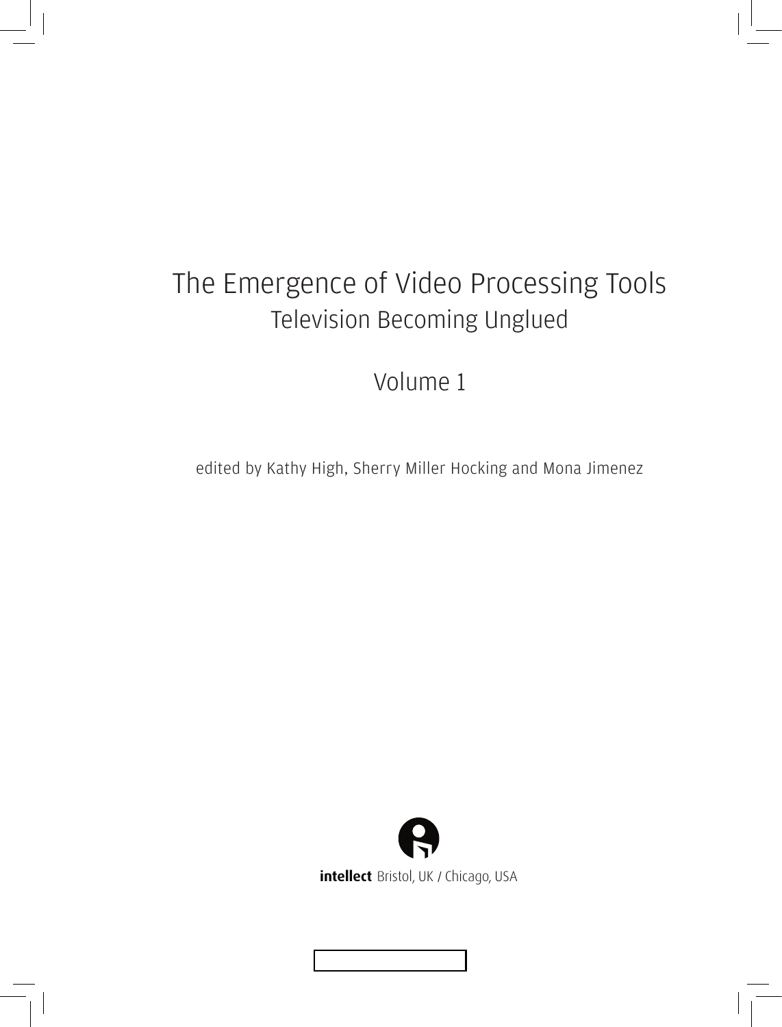# The Emergence of Video Processing Tools

## Television Becoming Unglued

### Volume 1

edited by Kathy High, Sherry Miller Hocking and Mona Jimenez

**intellect** Bristol, UK / Chicago, USA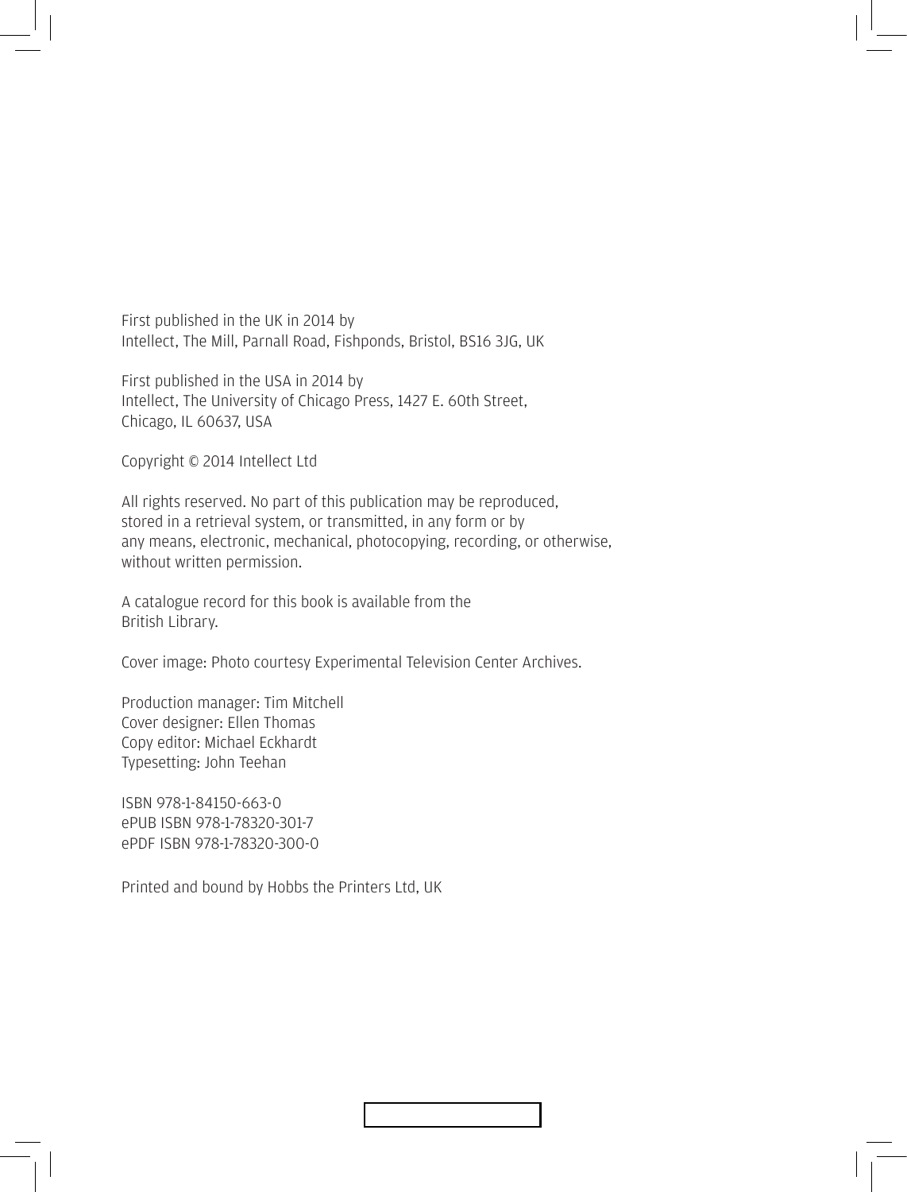First published in the UK in 2014 by
Intellect, The Mill, Parnall Road, Fishponds, Bristol, BS16 3JG, UK

First published in the USA in 2014 by
Intellect, The University of Chicago Press, 1427 E. 60th Street,
Chicago, IL 60637, USA

Copyright © 2014 Intellect Ltd

All rights reserved. No part of this publication may be reproduced,
stored in a retrieval system, or transmitted, in any form or by
any means, electronic, mechanical, photocopying, recording, or otherwise,
without written permission.

A catalogue record for this book is available from the
British Library.

Cover image: Photo courtesy Experimental Television Center Archives.

Production manager: Tim Mitchell
Cover designer: Ellen Thomas
Copy editor: Michael Eckhardt
Typesetting: John Teehan

ISBN 978-1-84150-663-0
ePUB ISBN 978-1-78320-301-7
ePDF ISBN 978-1-78320-300-0

Printed and bound by Hobbs the Printers Ltd, UK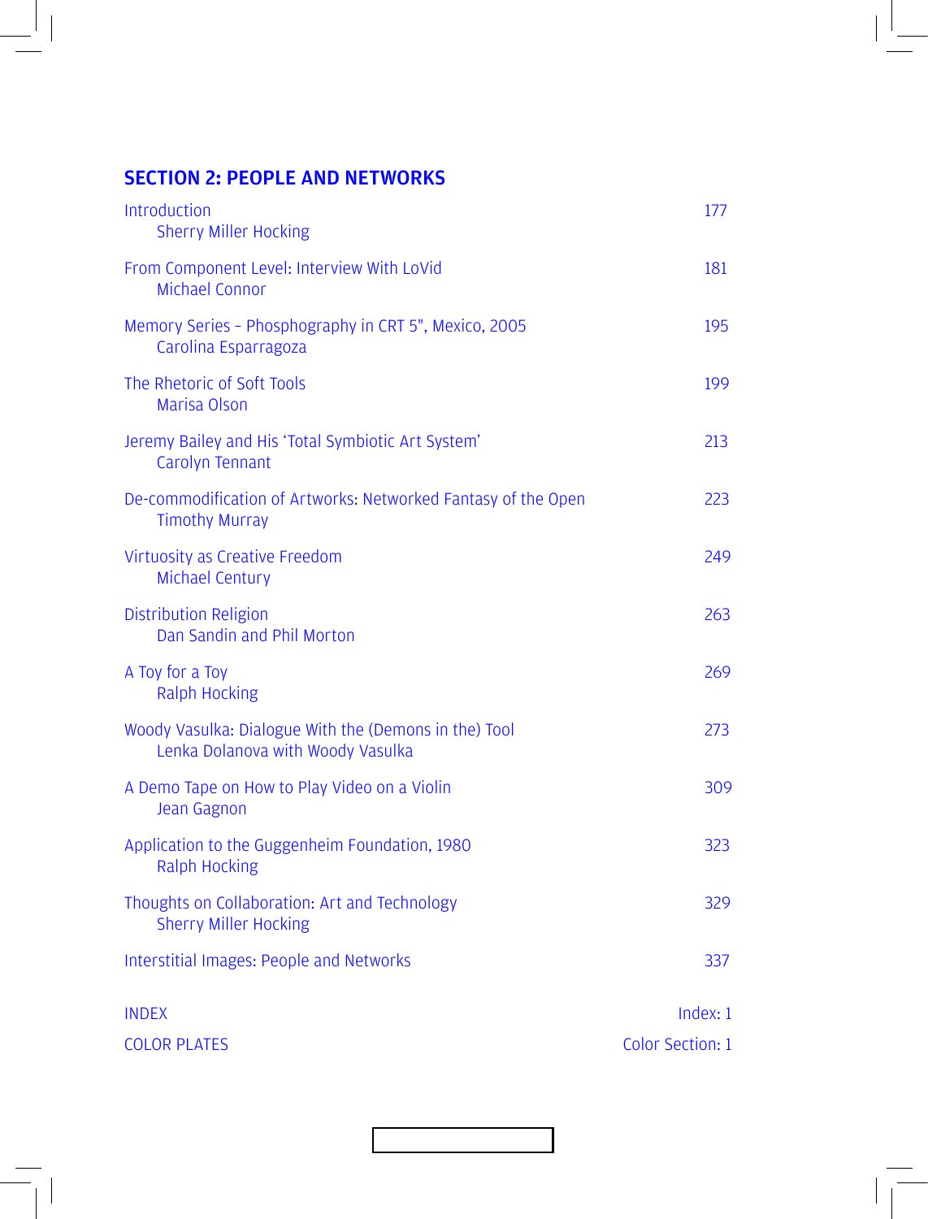## SECTION 2: PEOPLE AND NETWORKS

| | | |
|---|---|---|
| Introduction | Sherry Miller Hocking | 177 |
| From Component Level: Interview With LoVid | Michael Connor | 181 |
| Memory Series - Phosphography in CRT 5", Mexico, 2005 | Carolina Esparragoza | 195 |
| The Rhetoric of Soft Tools | Marisa Olson | 199 |
| Jeremy Bailey and His 'Total Symbiotic Art System' | Carolyn Tennant | 213 |
| De-commodification of Artworks: Networked Fantasy of the Open | Timothy Murray | 223 |
| Virtuosity as Creative Freedom | Michael Century | 249 |
| Distribution Religion | Dan Sandin and Phil Morton | 263 |
| A Toy for a Toy | Ralph Hocking | 269 |
| Woody Vasulka: Dialogue With the (Demons in the) Tool | Lenka Dolanova with Woody Vasulka | 273 |
| A Demo Tape on How to Play Video on a Violin | Jean Gagnon | 309 |
| Application to the Guggenheim Foundation, 1980 | Ralph Hocking | 323 |
| Thoughts on Collaboration: Art and Technology | Sherry Miller Hocking | 329 |
| Interstitial Images: People and Networks | | 337 |
| INDEX | | Index: 1 |
| COLOR PLATES | | Color Section: 1 |